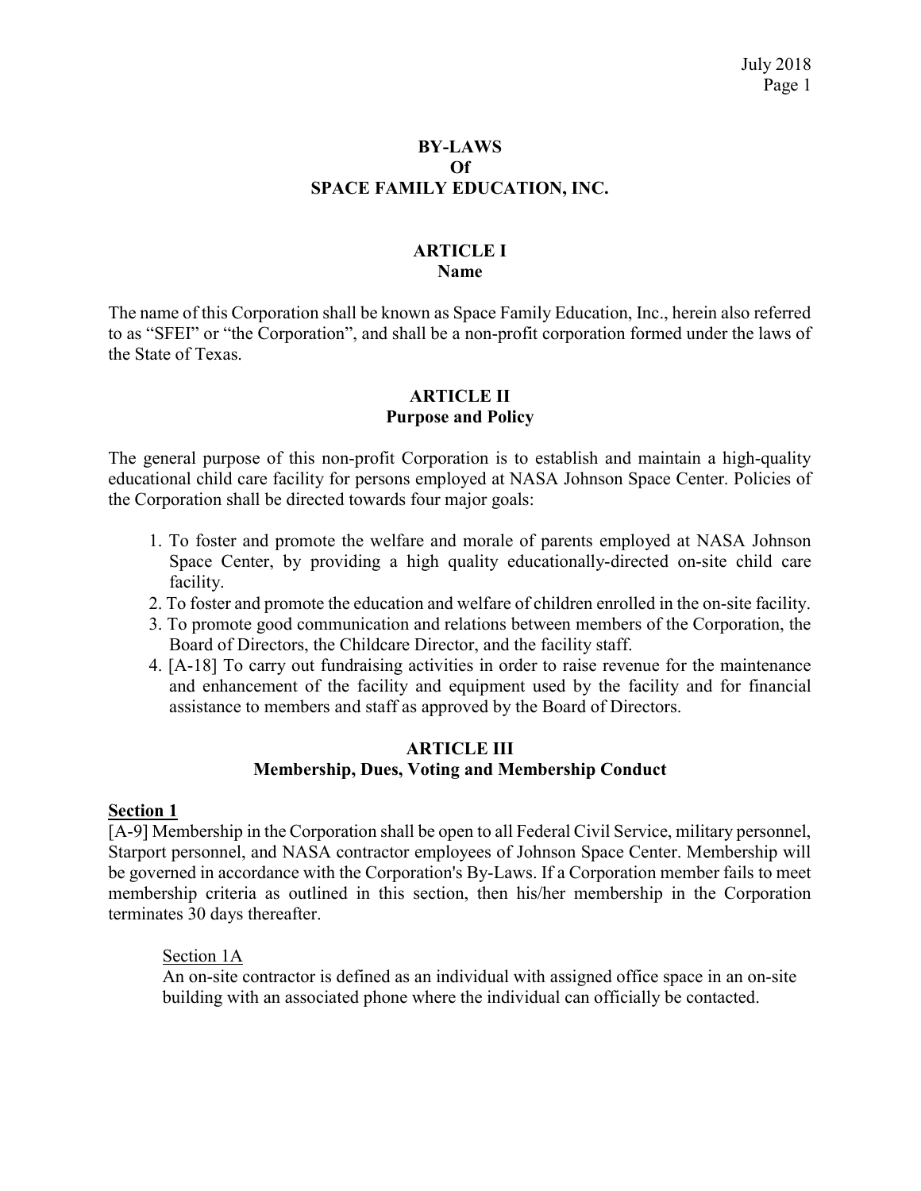# BY-LAWS
# Of
# SPACE FAMILY EDUCATION, INC.

## ARTICLE I
## Name

The name of this Corporation shall be known as Space Family Education, Inc., herein also referred to as "SFEI" or "the Corporation", and shall be a non-profit corporation formed under the laws of the State of Texas.

## ARTICLE II
## Purpose and Policy

The general purpose of this non-profit Corporation is to establish and maintain a high-quality educational child care facility for persons employed at NASA Johnson Space Center. Policies of the Corporation shall be directed towards four major goals:

1. To foster and promote the welfare and morale of parents employed at NASA Johnson Space Center, by providing a high quality educationally-directed on-site child care facility.
2. To foster and promote the education and welfare of children enrolled in the on-site facility.
3. To promote good communication and relations between members of the Corporation, the Board of Directors, the Childcare Director, and the facility staff.
4. [A-18] To carry out fundraising activities in order to raise revenue for the maintenance and enhancement of the facility and equipment used by the facility and for financial assistance to members and staff as approved by the Board of Directors.

## ARTICLE III
## Membership, Dues, Voting and Membership Conduct

### Section 1

[A-9] Membership in the Corporation shall be open to all Federal Civil Service, military personnel, Starport personnel, and NASA contractor employees of Johnson Space Center. Membership will be governed in accordance with the Corporation's By-Laws. If a Corporation member fails to meet membership criteria as outlined in this section, then his/her membership in the Corporation terminates 30 days thereafter.

#### Section 1A

An on-site contractor is defined as an individual with assigned office space in an on-site building with an associated phone where the individual can officially be contacted.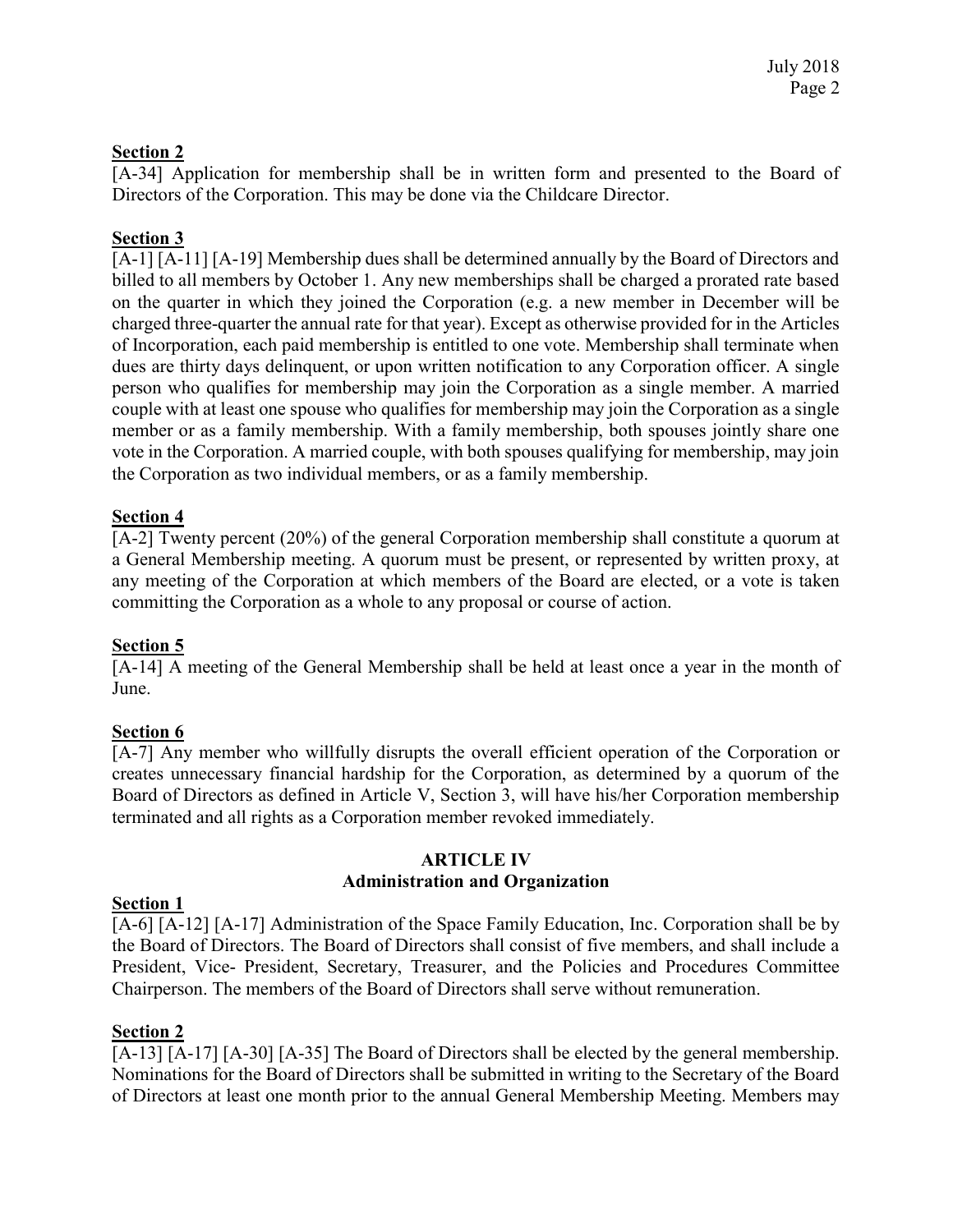**Section 2**

[A-34] Application for membership shall be in written form and presented to the Board of Directors of the Corporation. This may be done via the Childcare Director.

**Section 3**

[A-1] [A-11] [A-19] Membership dues shall be determined annually by the Board of Directors and billed to all members by October 1. Any new memberships shall be charged a prorated rate based on the quarter in which they joined the Corporation (e.g. a new member in December will be charged three-quarter the annual rate for that year). Except as otherwise provided for in the Articles of Incorporation, each paid membership is entitled to one vote. Membership shall terminate when dues are thirty days delinquent, or upon written notification to any Corporation officer. A single person who qualifies for membership may join the Corporation as a single member. A married couple with at least one spouse who qualifies for membership may join the Corporation as a single member or as a family membership. With a family membership, both spouses jointly share one vote in the Corporation. A married couple, with both spouses qualifying for membership, may join the Corporation as two individual members, or as a family membership.

**Section 4**

[A-2] Twenty percent (20%) of the general Corporation membership shall constitute a quorum at a General Membership meeting. A quorum must be present, or represented by written proxy, at any meeting of the Corporation at which members of the Board are elected, or a vote is taken committing the Corporation as a whole to any proposal or course of action.

**Section 5**

[A-14] A meeting of the General Membership shall be held at least once a year in the month of June.

**Section 6**

[A-7] Any member who willfully disrupts the overall efficient operation of the Corporation or creates unnecessary financial hardship for the Corporation, as determined by a quorum of the Board of Directors as defined in Article V, Section 3, will have his/her Corporation membership terminated and all rights as a Corporation member revoked immediately.

## ARTICLE IV
## Administration and Organization

**Section 1**

[A-6] [A-12] [A-17] Administration of the Space Family Education, Inc. Corporation shall be by the Board of Directors. The Board of Directors shall consist of five members, and shall include a President, Vice- President, Secretary, Treasurer, and the Policies and Procedures Committee Chairperson. The members of the Board of Directors shall serve without remuneration.

**Section 2**

[A-13] [A-17] [A-30] [A-35] The Board of Directors shall be elected by the general membership. Nominations for the Board of Directors shall be submitted in writing to the Secretary of the Board of Directors at least one month prior to the annual General Membership Meeting. Members may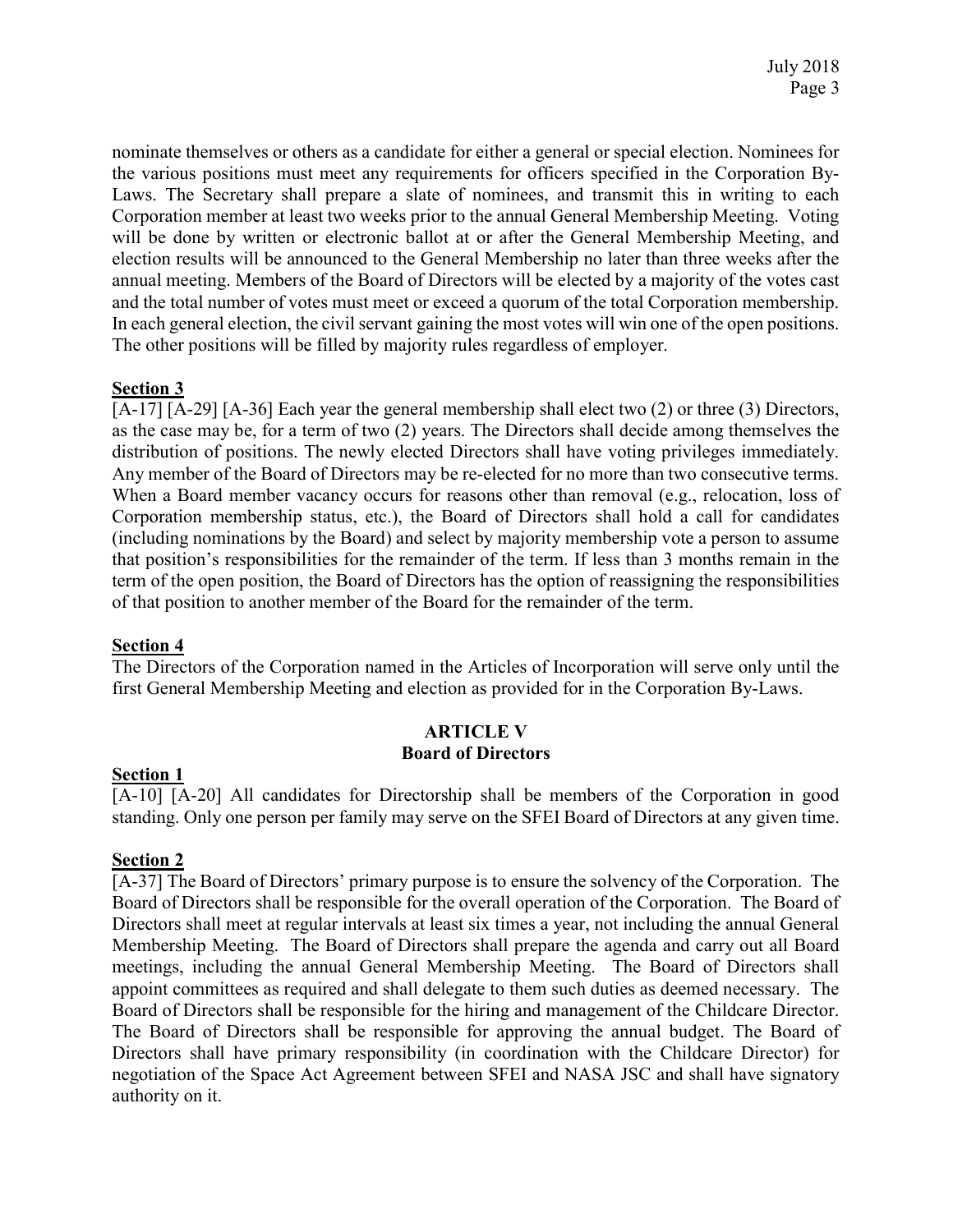nominate themselves or others as a candidate for either a general or special election. Nominees for the various positions must meet any requirements for officers specified in the Corporation By-Laws. The Secretary shall prepare a slate of nominees, and transmit this in writing to each Corporation member at least two weeks prior to the annual General Membership Meeting. Voting will be done by written or electronic ballot at or after the General Membership Meeting, and election results will be announced to the General Membership no later than three weeks after the annual meeting. Members of the Board of Directors will be elected by a majority of the votes cast and the total number of votes must meet or exceed a quorum of the total Corporation membership. In each general election, the civil servant gaining the most votes will win one of the open positions. The other positions will be filled by majority rules regardless of employer.

**Section 3**

[A-17] [A-29] [A-36] Each year the general membership shall elect two (2) or three (3) Directors, as the case may be, for a term of two (2) years. The Directors shall decide among themselves the distribution of positions. The newly elected Directors shall have voting privileges immediately. Any member of the Board of Directors may be re-elected for no more than two consecutive terms. When a Board member vacancy occurs for reasons other than removal (e.g., relocation, loss of Corporation membership status, etc.), the Board of Directors shall hold a call for candidates (including nominations by the Board) and select by majority membership vote a person to assume that position's responsibilities for the remainder of the term. If less than 3 months remain in the term of the open position, the Board of Directors has the option of reassigning the responsibilities of that position to another member of the Board for the remainder of the term.

**Section 4**

The Directors of the Corporation named in the Articles of Incorporation will serve only until the first General Membership Meeting and election as provided for in the Corporation By-Laws.

## ARTICLE V
## Board of Directors

**Section 1**

[A-10] [A-20] All candidates for Directorship shall be members of the Corporation in good standing. Only one person per family may serve on the SFEI Board of Directors at any given time.

**Section 2**

[A-37] The Board of Directors' primary purpose is to ensure the solvency of the Corporation. The Board of Directors shall be responsible for the overall operation of the Corporation. The Board of Directors shall meet at regular intervals at least six times a year, not including the annual General Membership Meeting. The Board of Directors shall prepare the agenda and carry out all Board meetings, including the annual General Membership Meeting. The Board of Directors shall appoint committees as required and shall delegate to them such duties as deemed necessary. The Board of Directors shall be responsible for the hiring and management of the Childcare Director. The Board of Directors shall be responsible for approving the annual budget. The Board of Directors shall have primary responsibility (in coordination with the Childcare Director) for negotiation of the Space Act Agreement between SFEI and NASA JSC and shall have signatory authority on it.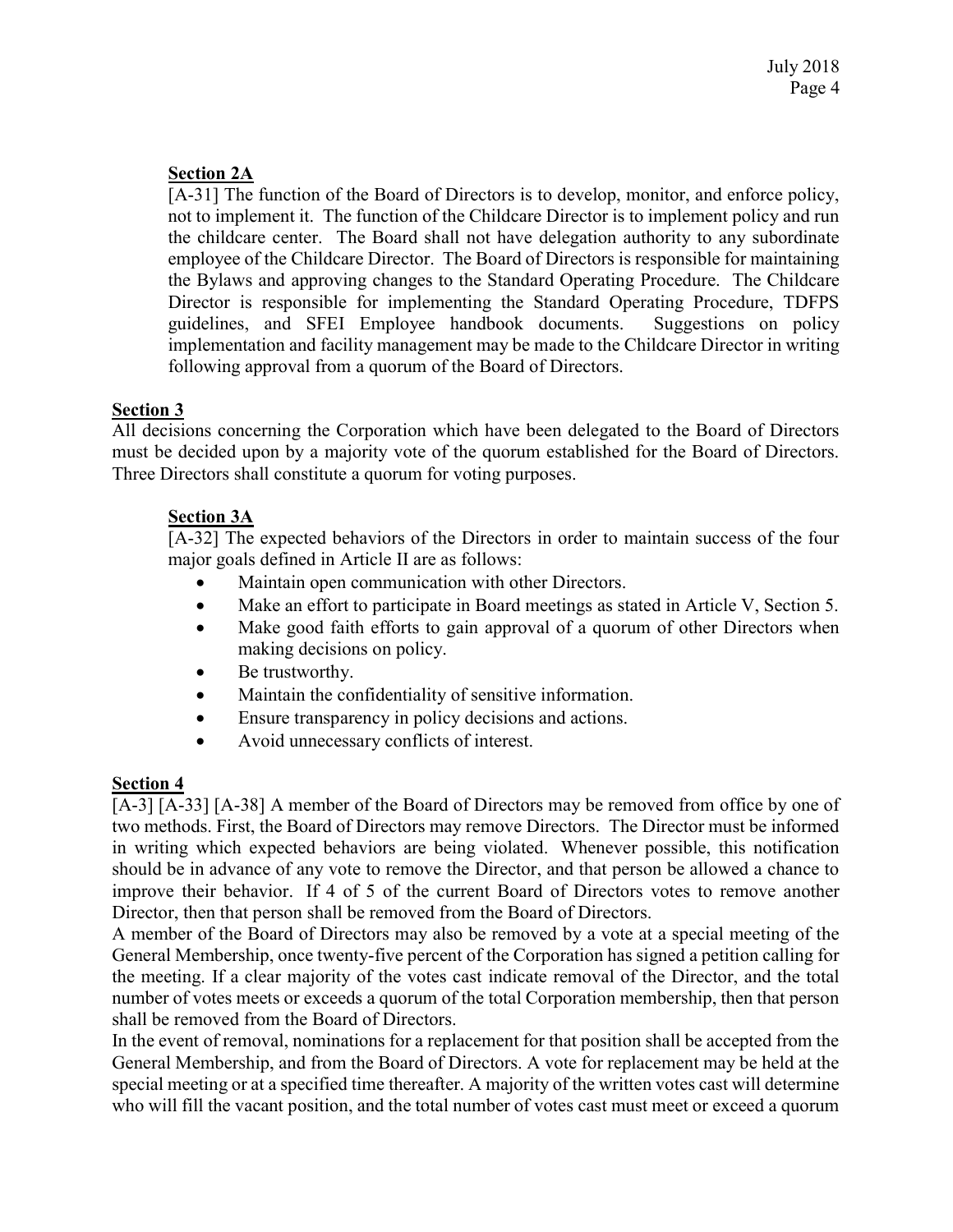**Section 2A**

[A-31] The function of the Board of Directors is to develop, monitor, and enforce policy, not to implement it. The function of the Childcare Director is to implement policy and run the childcare center. The Board shall not have delegation authority to any subordinate employee of the Childcare Director. The Board of Directors is responsible for maintaining the Bylaws and approving changes to the Standard Operating Procedure. The Childcare Director is responsible for implementing the Standard Operating Procedure, TDFPS guidelines, and SFEI Employee handbook documents. Suggestions on policy implementation and facility management may be made to the Childcare Director in writing following approval from a quorum of the Board of Directors.

**Section 3**

All decisions concerning the Corporation which have been delegated to the Board of Directors must be decided upon by a majority vote of the quorum established for the Board of Directors. Three Directors shall constitute a quorum for voting purposes.

**Section 3A**

[A-32] The expected behaviors of the Directors in order to maintain success of the four major goals defined in Article II are as follows:

- Maintain open communication with other Directors.
- Make an effort to participate in Board meetings as stated in Article V, Section 5.
- Make good faith efforts to gain approval of a quorum of other Directors when making decisions on policy.
- Be trustworthy.
- Maintain the confidentiality of sensitive information.
- Ensure transparency in policy decisions and actions.
- Avoid unnecessary conflicts of interest.

**Section 4**

[A-3] [A-33] [A-38] A member of the Board of Directors may be removed from office by one of two methods. First, the Board of Directors may remove Directors. The Director must be informed in writing which expected behaviors are being violated. Whenever possible, this notification should be in advance of any vote to remove the Director, and that person be allowed a chance to improve their behavior. If 4 of 5 of the current Board of Directors votes to remove another Director, then that person shall be removed from the Board of Directors.

A member of the Board of Directors may also be removed by a vote at a special meeting of the General Membership, once twenty-five percent of the Corporation has signed a petition calling for the meeting. If a clear majority of the votes cast indicate removal of the Director, and the total number of votes meets or exceeds a quorum of the total Corporation membership, then that person shall be removed from the Board of Directors.

In the event of removal, nominations for a replacement for that position shall be accepted from the General Membership, and from the Board of Directors. A vote for replacement may be held at the special meeting or at a specified time thereafter. A majority of the written votes cast will determine who will fill the vacant position, and the total number of votes cast must meet or exceed a quorum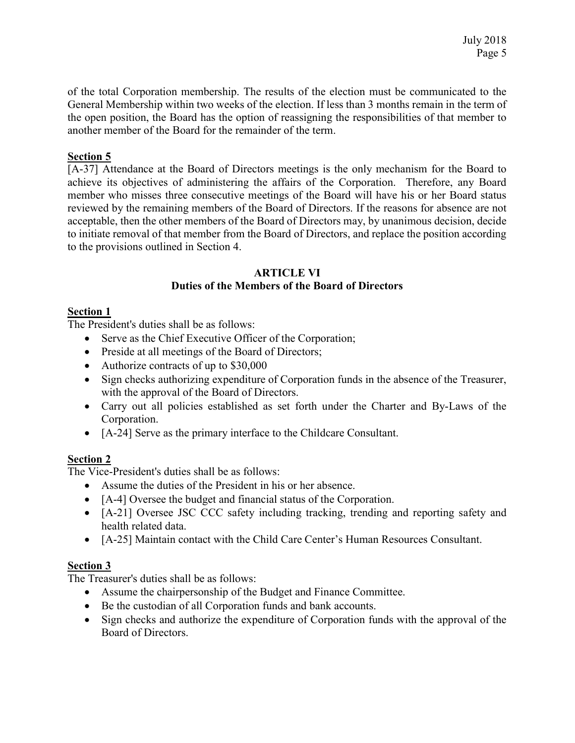of the total Corporation membership. The results of the election must be communicated to the General Membership within two weeks of the election. If less than 3 months remain in the term of the open position, the Board has the option of reassigning the responsibilities of that member to another member of the Board for the remainder of the term.

**Section 5**

[A-37] Attendance at the Board of Directors meetings is the only mechanism for the Board to achieve its objectives of administering the affairs of the Corporation. Therefore, any Board member who misses three consecutive meetings of the Board will have his or her Board status reviewed by the remaining members of the Board of Directors. If the reasons for absence are not acceptable, then the other members of the Board of Directors may, by unanimous decision, decide to initiate removal of that member from the Board of Directors, and replace the position according to the provisions outlined in Section 4.

## ARTICLE VI
## Duties of the Members of the Board of Directors

**Section 1**

The President's duties shall be as follows:

- Serve as the Chief Executive Officer of the Corporation;
- Preside at all meetings of the Board of Directors;
- Authorize contracts of up to $30,000
- Sign checks authorizing expenditure of Corporation funds in the absence of the Treasurer, with the approval of the Board of Directors.
- Carry out all policies established as set forth under the Charter and By-Laws of the Corporation.
- [A-24] Serve as the primary interface to the Childcare Consultant.

**Section 2**

The Vice-President's duties shall be as follows:

- Assume the duties of the President in his or her absence.
- [A-4] Oversee the budget and financial status of the Corporation.
- [A-21] Oversee JSC CCC safety including tracking, trending and reporting safety and health related data.
- [A-25] Maintain contact with the Child Care Center's Human Resources Consultant.

**Section 3**

The Treasurer's duties shall be as follows:

- Assume the chairpersonship of the Budget and Finance Committee.
- Be the custodian of all Corporation funds and bank accounts.
- Sign checks and authorize the expenditure of Corporation funds with the approval of the Board of Directors.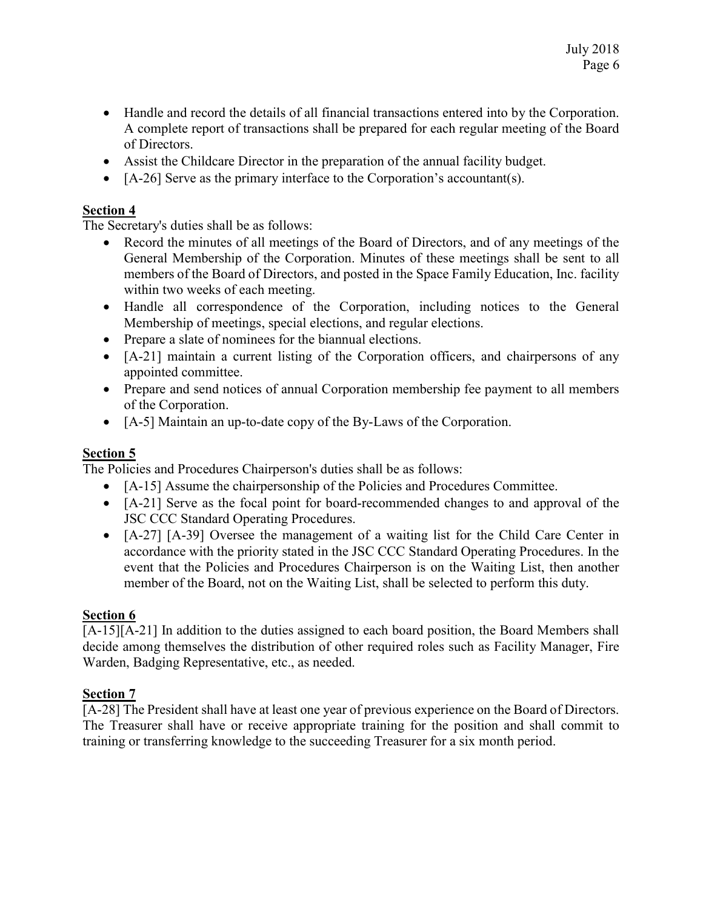- Handle and record the details of all financial transactions entered into by the Corporation. A complete report of transactions shall be prepared for each regular meeting of the Board of Directors.
- Assist the Childcare Director in the preparation of the annual facility budget.
- [A-26] Serve as the primary interface to the Corporation's accountant(s).

**Section 4**

The Secretary's duties shall be as follows:

- Record the minutes of all meetings of the Board of Directors, and of any meetings of the General Membership of the Corporation. Minutes of these meetings shall be sent to all members of the Board of Directors, and posted in the Space Family Education, Inc. facility within two weeks of each meeting.
- Handle all correspondence of the Corporation, including notices to the General Membership of meetings, special elections, and regular elections.
- Prepare a slate of nominees for the biannual elections.
- [A-21] maintain a current listing of the Corporation officers, and chairpersons of any appointed committee.
- Prepare and send notices of annual Corporation membership fee payment to all members of the Corporation.
- [A-5] Maintain an up-to-date copy of the By-Laws of the Corporation.

**Section 5**

The Policies and Procedures Chairperson's duties shall be as follows:

- [A-15] Assume the chairpersonship of the Policies and Procedures Committee.
- [A-21] Serve as the focal point for board-recommended changes to and approval of the JSC CCC Standard Operating Procedures.
- [A-27] [A-39] Oversee the management of a waiting list for the Child Care Center in accordance with the priority stated in the JSC CCC Standard Operating Procedures. In the event that the Policies and Procedures Chairperson is on the Waiting List, then another member of the Board, not on the Waiting List, shall be selected to perform this duty.

**Section 6**

[A-15][A-21] In addition to the duties assigned to each board position, the Board Members shall decide among themselves the distribution of other required roles such as Facility Manager, Fire Warden, Badging Representative, etc., as needed.

**Section 7**

[A-28] The President shall have at least one year of previous experience on the Board of Directors. The Treasurer shall have or receive appropriate training for the position and shall commit to training or transferring knowledge to the succeeding Treasurer for a six month period.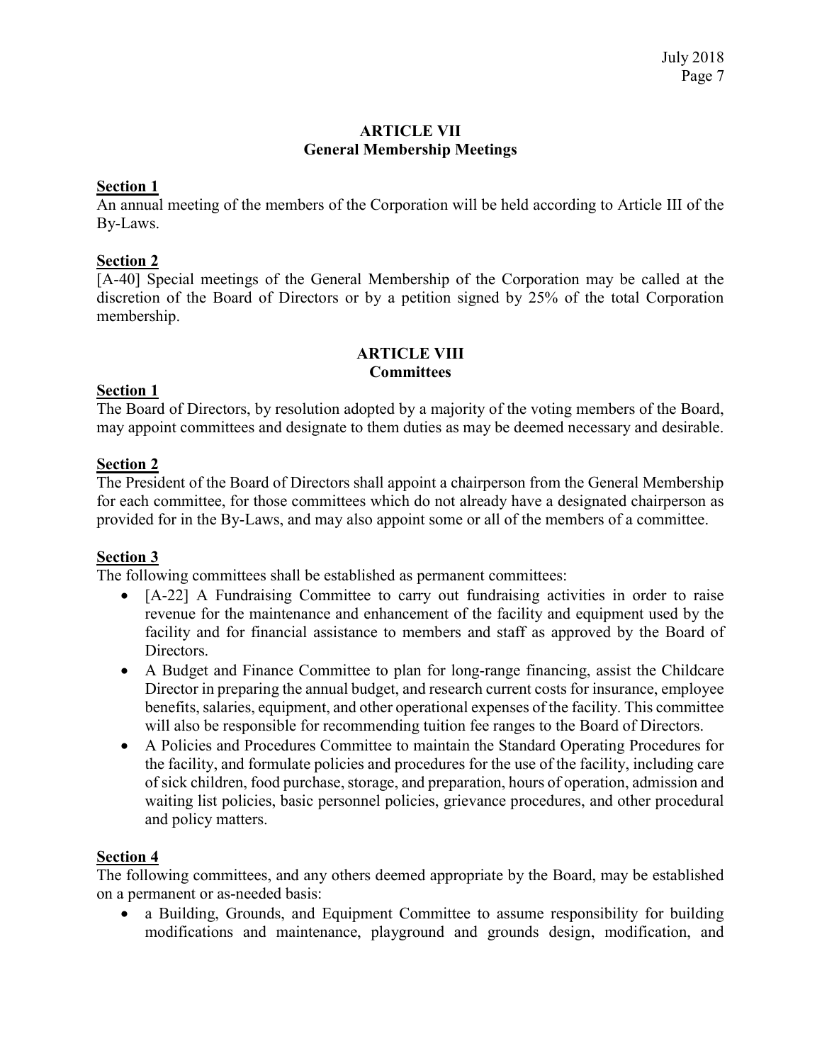## ARTICLE VII
## General Membership Meetings

**Section 1**

An annual meeting of the members of the Corporation will be held according to Article III of the By-Laws.

**Section 2**

[A-40] Special meetings of the General Membership of the Corporation may be called at the discretion of the Board of Directors or by a petition signed by 25% of the total Corporation membership.

## ARTICLE VIII
## Committees

**Section 1**

The Board of Directors, by resolution adopted by a majority of the voting members of the Board, may appoint committees and designate to them duties as may be deemed necessary and desirable.

**Section 2**

The President of the Board of Directors shall appoint a chairperson from the General Membership for each committee, for those committees which do not already have a designated chairperson as provided for in the By-Laws, and may also appoint some or all of the members of a committee.

**Section 3**

The following committees shall be established as permanent committees:

- [A-22] A Fundraising Committee to carry out fundraising activities in order to raise revenue for the maintenance and enhancement of the facility and equipment used by the facility and for financial assistance to members and staff as approved by the Board of Directors.
- A Budget and Finance Committee to plan for long-range financing, assist the Childcare Director in preparing the annual budget, and research current costs for insurance, employee benefits, salaries, equipment, and other operational expenses of the facility. This committee will also be responsible for recommending tuition fee ranges to the Board of Directors.
- A Policies and Procedures Committee to maintain the Standard Operating Procedures for the facility, and formulate policies and procedures for the use of the facility, including care of sick children, food purchase, storage, and preparation, hours of operation, admission and waiting list policies, basic personnel policies, grievance procedures, and other procedural and policy matters.

**Section 4**

The following committees, and any others deemed appropriate by the Board, may be established on a permanent or as-needed basis:

- a Building, Grounds, and Equipment Committee to assume responsibility for building modifications and maintenance, playground and grounds design, modification, and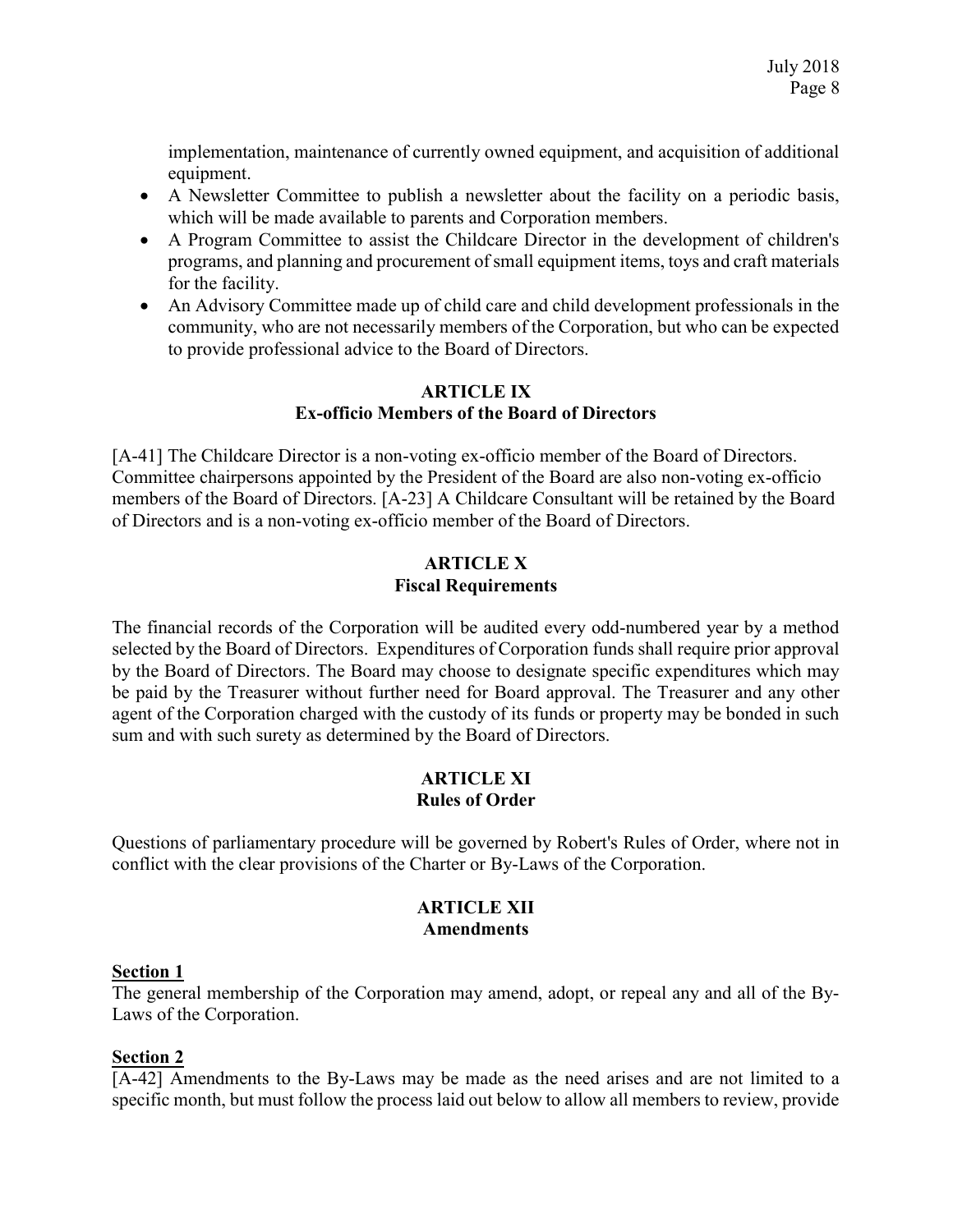implementation, maintenance of currently owned equipment, and acquisition of additional equipment.

- A Newsletter Committee to publish a newsletter about the facility on a periodic basis, which will be made available to parents and Corporation members.
- A Program Committee to assist the Childcare Director in the development of children's programs, and planning and procurement of small equipment items, toys and craft materials for the facility.
- An Advisory Committee made up of child care and child development professionals in the community, who are not necessarily members of the Corporation, but who can be expected to provide professional advice to the Board of Directors.

## ARTICLE IX
## Ex-officio Members of the Board of Directors

[A-41] The Childcare Director is a non-voting ex-officio member of the Board of Directors. Committee chairpersons appointed by the President of the Board are also non-voting ex-officio members of the Board of Directors. [A-23] A Childcare Consultant will be retained by the Board of Directors and is a non-voting ex-officio member of the Board of Directors.

## ARTICLE X
## Fiscal Requirements

The financial records of the Corporation will be audited every odd-numbered year by a method selected by the Board of Directors. Expenditures of Corporation funds shall require prior approval by the Board of Directors. The Board may choose to designate specific expenditures which may be paid by the Treasurer without further need for Board approval. The Treasurer and any other agent of the Corporation charged with the custody of its funds or property may be bonded in such sum and with such surety as determined by the Board of Directors.

## ARTICLE XI
## Rules of Order

Questions of parliamentary procedure will be governed by Robert's Rules of Order, where not in conflict with the clear provisions of the Charter or By-Laws of the Corporation.

## ARTICLE XII
## Amendments

**Section 1**

The general membership of the Corporation may amend, adopt, or repeal any and all of the By-Laws of the Corporation.

**Section 2**

[A-42] Amendments to the By-Laws may be made as the need arises and are not limited to a specific month, but must follow the process laid out below to allow all members to review, provide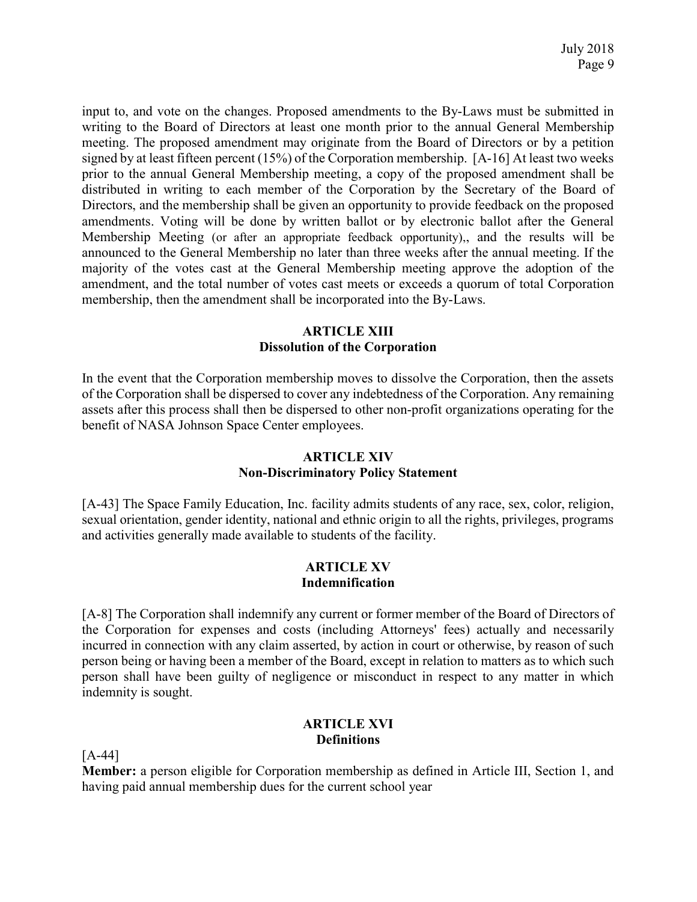input to, and vote on the changes. Proposed amendments to the By-Laws must be submitted in writing to the Board of Directors at least one month prior to the annual General Membership meeting. The proposed amendment may originate from the Board of Directors or by a petition signed by at least fifteen percent (15%) of the Corporation membership. [A-16] At least two weeks prior to the annual General Membership meeting, a copy of the proposed amendment shall be distributed in writing to each member of the Corporation by the Secretary of the Board of Directors, and the membership shall be given an opportunity to provide feedback on the proposed amendments. Voting will be done by written ballot or by electronic ballot after the General Membership Meeting (or after an appropriate feedback opportunity),, and the results will be announced to the General Membership no later than three weeks after the annual meeting. If the majority of the votes cast at the General Membership meeting approve the adoption of the amendment, and the total number of votes cast meets or exceeds a quorum of total Corporation membership, then the amendment shall be incorporated into the By-Laws.

## ARTICLE XIII
## Dissolution of the Corporation

In the event that the Corporation membership moves to dissolve the Corporation, then the assets of the Corporation shall be dispersed to cover any indebtedness of the Corporation. Any remaining assets after this process shall then be dispersed to other non-profit organizations operating for the benefit of NASA Johnson Space Center employees.

## ARTICLE XIV
## Non-Discriminatory Policy Statement

[A-43] The Space Family Education, Inc. facility admits students of any race, sex, color, religion, sexual orientation, gender identity, national and ethnic origin to all the rights, privileges, programs and activities generally made available to students of the facility.

## ARTICLE XV
## Indemnification

[A-8] The Corporation shall indemnify any current or former member of the Board of Directors of the Corporation for expenses and costs (including Attorneys' fees) actually and necessarily incurred in connection with any claim asserted, by action in court or otherwise, by reason of such person being or having been a member of the Board, except in relation to matters as to which such person shall have been guilty of negligence or misconduct in respect to any matter in which indemnity is sought.

## ARTICLE XVI
## Definitions

[A-44]

**Member:** a person eligible for Corporation membership as defined in Article III, Section 1, and having paid annual membership dues for the current school year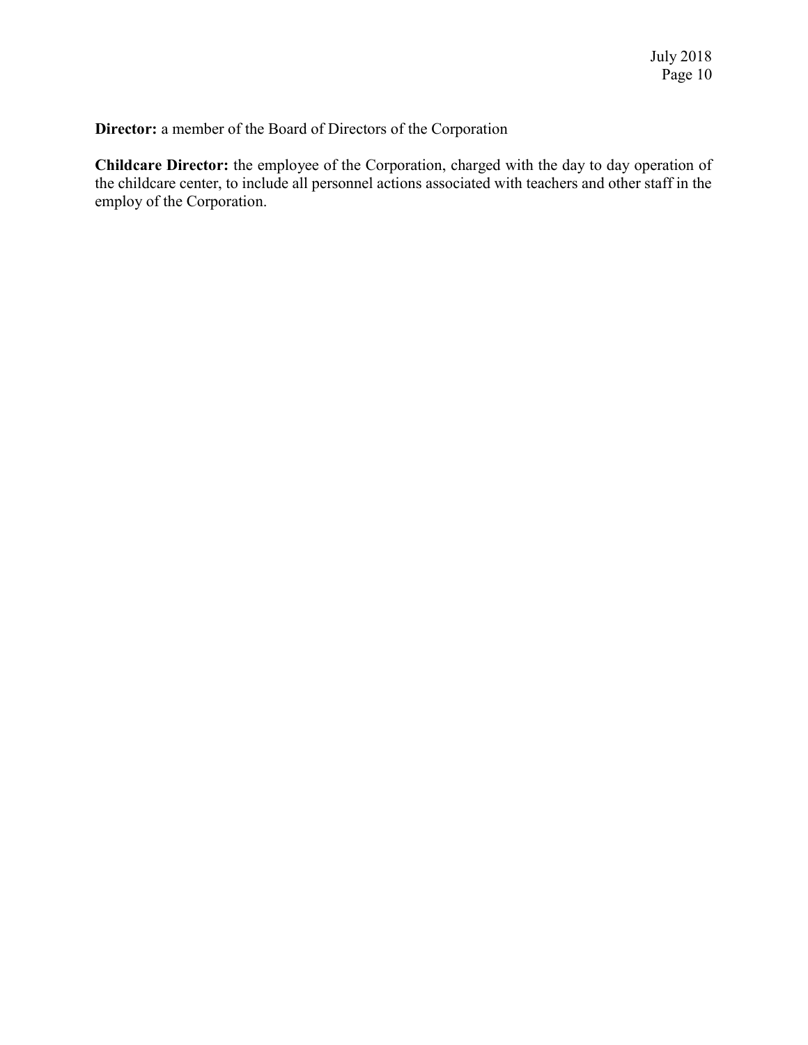**Director:** a member of the Board of Directors of the Corporation

**Childcare Director:** the employee of the Corporation, charged with the day to day operation of the childcare center, to include all personnel actions associated with teachers and other staff in the employ of the Corporation.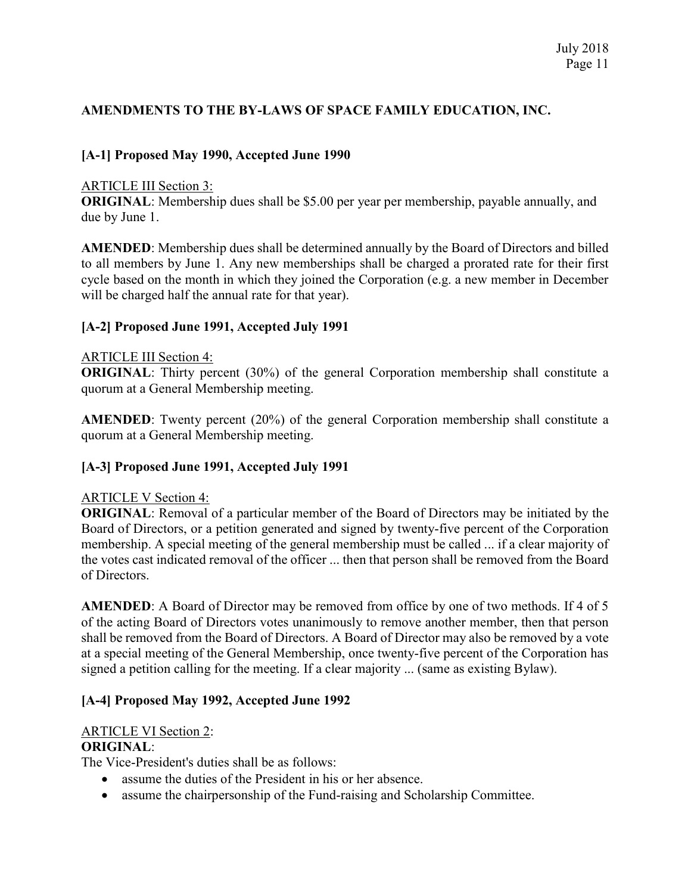## AMENDMENTS TO THE BY-LAWS OF SPACE FAMILY EDUCATION, INC.

### [A-1] Proposed May 1990, Accepted June 1990

ARTICLE III Section 3:

**ORIGINAL**: Membership dues shall be $5.00 per year per membership, payable annually, and due by June 1.

**AMENDED**: Membership dues shall be determined annually by the Board of Directors and billed to all members by June 1. Any new memberships shall be charged a prorated rate for their first cycle based on the month in which they joined the Corporation (e.g. a new member in December will be charged half the annual rate for that year).

### [A-2] Proposed June 1991, Accepted July 1991

ARTICLE III Section 4:

**ORIGINAL**: Thirty percent (30%) of the general Corporation membership shall constitute a quorum at a General Membership meeting.

**AMENDED**: Twenty percent (20%) of the general Corporation membership shall constitute a quorum at a General Membership meeting.

### [A-3] Proposed June 1991, Accepted July 1991

ARTICLE V Section 4:

**ORIGINAL**: Removal of a particular member of the Board of Directors may be initiated by the Board of Directors, or a petition generated and signed by twenty-five percent of the Corporation membership. A special meeting of the general membership must be called ... if a clear majority of the votes cast indicated removal of the officer ... then that person shall be removed from the Board of Directors.

**AMENDED**: A Board of Director may be removed from office by one of two methods. If 4 of 5 of the acting Board of Directors votes unanimously to remove another member, then that person shall be removed from the Board of Directors. A Board of Director may also be removed by a vote at a special meeting of the General Membership, once twenty-five percent of the Corporation has signed a petition calling for the meeting. If a clear majority ... (same as existing Bylaw).

### [A-4] Proposed May 1992, Accepted June 1992

ARTICLE VI Section 2:

**ORIGINAL**:

The Vice-President's duties shall be as follows:

- assume the duties of the President in his or her absence.
- assume the chairpersonship of the Fund-raising and Scholarship Committee.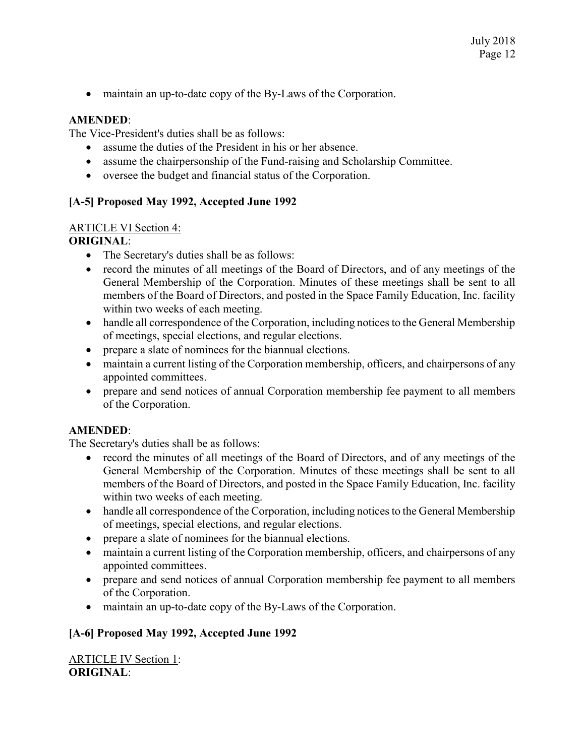- maintain an up-to-date copy of the By-Laws of the Corporation.

**AMENDED**:
The Vice-President's duties shall be as follows:

- assume the duties of the President in his or her absence.
- assume the chairpersonship of the Fund-raising and Scholarship Committee.
- oversee the budget and financial status of the Corporation.

**[A-5] Proposed May 1992, Accepted June 1992**

ARTICLE VI Section 4:
**ORIGINAL**:

- The Secretary's duties shall be as follows:
- record the minutes of all meetings of the Board of Directors, and of any meetings of the General Membership of the Corporation. Minutes of these meetings shall be sent to all members of the Board of Directors, and posted in the Space Family Education, Inc. facility within two weeks of each meeting.
- handle all correspondence of the Corporation, including notices to the General Membership of meetings, special elections, and regular elections.
- prepare a slate of nominees for the biannual elections.
- maintain a current listing of the Corporation membership, officers, and chairpersons of any appointed committees.
- prepare and send notices of annual Corporation membership fee payment to all members of the Corporation.

**AMENDED**:
The Secretary's duties shall be as follows:

- record the minutes of all meetings of the Board of Directors, and of any meetings of the General Membership of the Corporation. Minutes of these meetings shall be sent to all members of the Board of Directors, and posted in the Space Family Education, Inc. facility within two weeks of each meeting.
- handle all correspondence of the Corporation, including notices to the General Membership of meetings, special elections, and regular elections.
- prepare a slate of nominees for the biannual elections.
- maintain a current listing of the Corporation membership, officers, and chairpersons of any appointed committees.
- prepare and send notices of annual Corporation membership fee payment to all members of the Corporation.
- maintain an up-to-date copy of the By-Laws of the Corporation.

**[A-6] Proposed May 1992, Accepted June 1992**

ARTICLE IV Section 1:
**ORIGINAL**: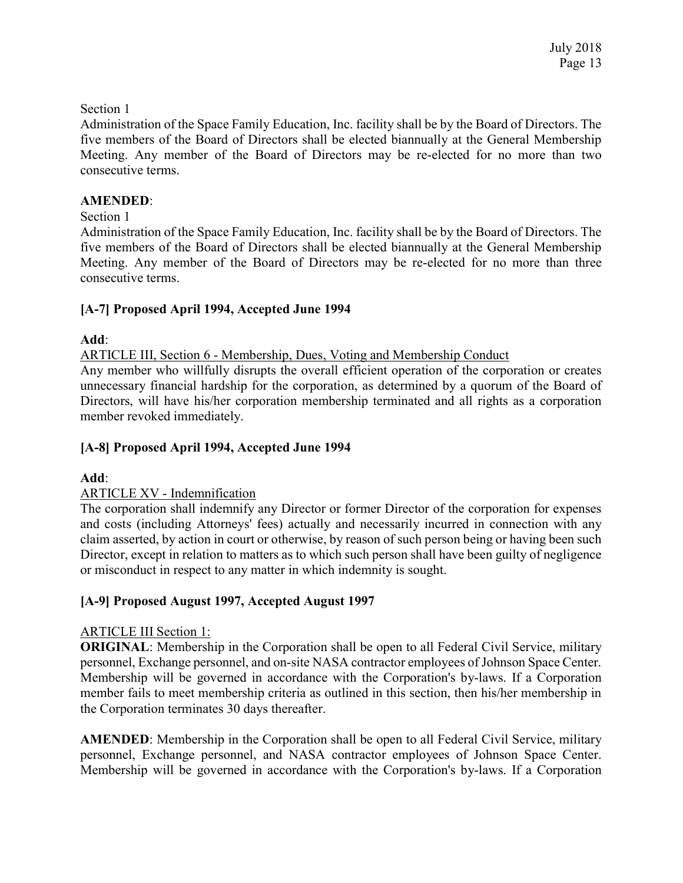Section 1
Administration of the Space Family Education, Inc. facility shall be by the Board of Directors. The five members of the Board of Directors shall be elected biannually at the General Membership Meeting. Any member of the Board of Directors may be re-elected for no more than two consecutive terms.

**AMENDED**:
Section 1
Administration of the Space Family Education, Inc. facility shall be by the Board of Directors. The five members of the Board of Directors shall be elected biannually at the General Membership Meeting. Any member of the Board of Directors may be re-elected for no more than three consecutive terms.

**[A-7] Proposed April 1994, Accepted June 1994**

**Add**:
ARTICLE III, Section 6 - Membership, Dues, Voting and Membership Conduct
Any member who willfully disrupts the overall efficient operation of the corporation or creates unnecessary financial hardship for the corporation, as determined by a quorum of the Board of Directors, will have his/her corporation membership terminated and all rights as a corporation member revoked immediately.

**[A-8] Proposed April 1994, Accepted June 1994**

**Add**:
ARTICLE XV - Indemnification
The corporation shall indemnify any Director or former Director of the corporation for expenses and costs (including Attorneys' fees) actually and necessarily incurred in connection with any claim asserted, by action in court or otherwise, by reason of such person being or having been such Director, except in relation to matters as to which such person shall have been guilty of negligence or misconduct in respect to any matter in which indemnity is sought.

**[A-9] Proposed August 1997, Accepted August 1997**

ARTICLE III Section 1:
**ORIGINAL**: Membership in the Corporation shall be open to all Federal Civil Service, military personnel, Exchange personnel, and on-site NASA contractor employees of Johnson Space Center. Membership will be governed in accordance with the Corporation's by-laws. If a Corporation member fails to meet membership criteria as outlined in this section, then his/her membership in the Corporation terminates 30 days thereafter.

**AMENDED**: Membership in the Corporation shall be open to all Federal Civil Service, military personnel, Exchange personnel, and NASA contractor employees of Johnson Space Center. Membership will be governed in accordance with the Corporation's by-laws. If a Corporation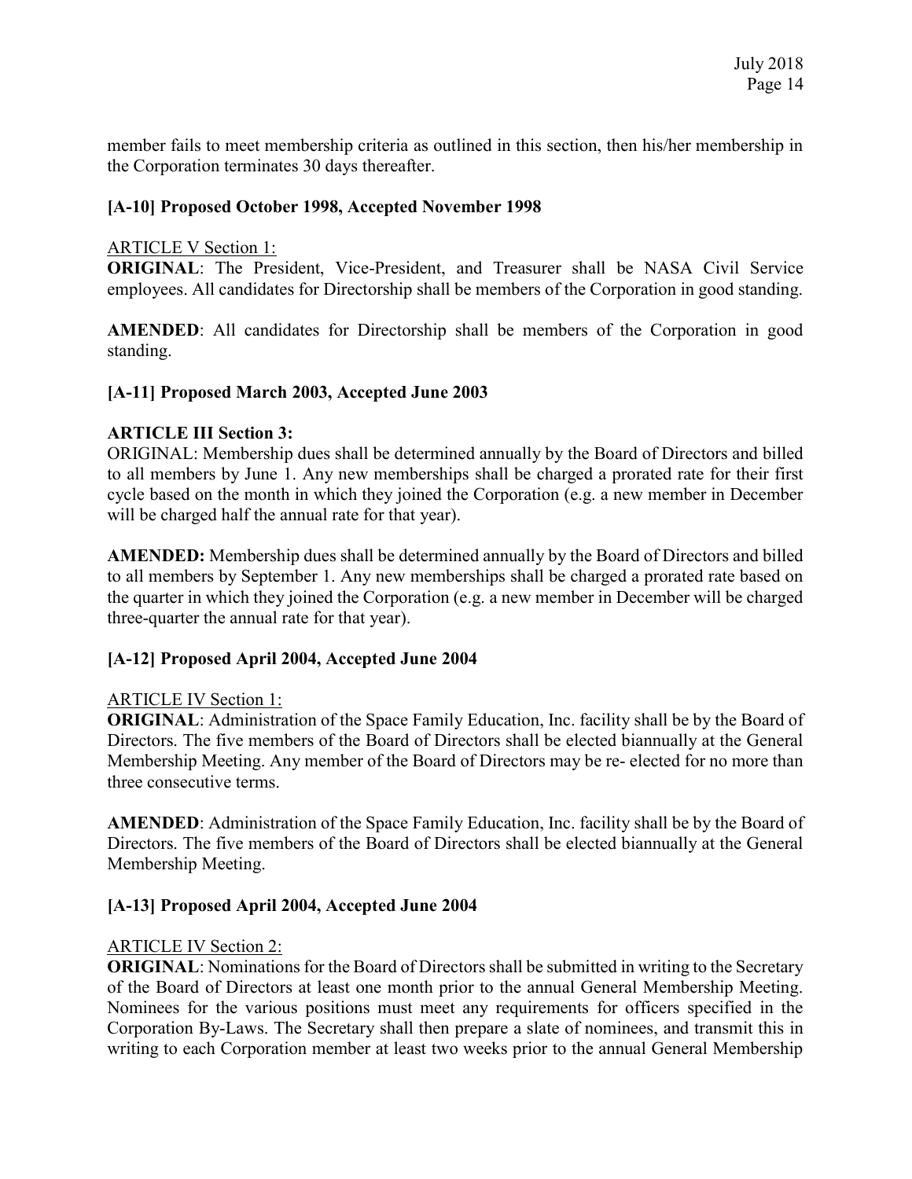member fails to meet membership criteria as outlined in this section, then his/her membership in the Corporation terminates 30 days thereafter.

### [A-10] Proposed October 1998, Accepted November 1998

ARTICLE V Section 1:

**ORIGINAL**: The President, Vice-President, and Treasurer shall be NASA Civil Service employees. All candidates for Directorship shall be members of the Corporation in good standing.

**AMENDED**: All candidates for Directorship shall be members of the Corporation in good standing.

### [A-11] Proposed March 2003, Accepted June 2003

**ARTICLE III Section 3:**

ORIGINAL: Membership dues shall be determined annually by the Board of Directors and billed to all members by June 1. Any new memberships shall be charged a prorated rate for their first cycle based on the month in which they joined the Corporation (e.g. a new member in December will be charged half the annual rate for that year).

**AMENDED:** Membership dues shall be determined annually by the Board of Directors and billed to all members by September 1. Any new memberships shall be charged a prorated rate based on the quarter in which they joined the Corporation (e.g. a new member in December will be charged three-quarter the annual rate for that year).

### [A-12] Proposed April 2004, Accepted June 2004

ARTICLE IV Section 1:

**ORIGINAL**: Administration of the Space Family Education, Inc. facility shall be by the Board of Directors. The five members of the Board of Directors shall be elected biannually at the General Membership Meeting. Any member of the Board of Directors may be re- elected for no more than three consecutive terms.

**AMENDED**: Administration of the Space Family Education, Inc. facility shall be by the Board of Directors. The five members of the Board of Directors shall be elected biannually at the General Membership Meeting.

### [A-13] Proposed April 2004, Accepted June 2004

ARTICLE IV Section 2:

**ORIGINAL**: Nominations for the Board of Directors shall be submitted in writing to the Secretary of the Board of Directors at least one month prior to the annual General Membership Meeting. Nominees for the various positions must meet any requirements for officers specified in the Corporation By-Laws. The Secretary shall then prepare a slate of nominees, and transmit this in writing to each Corporation member at least two weeks prior to the annual General Membership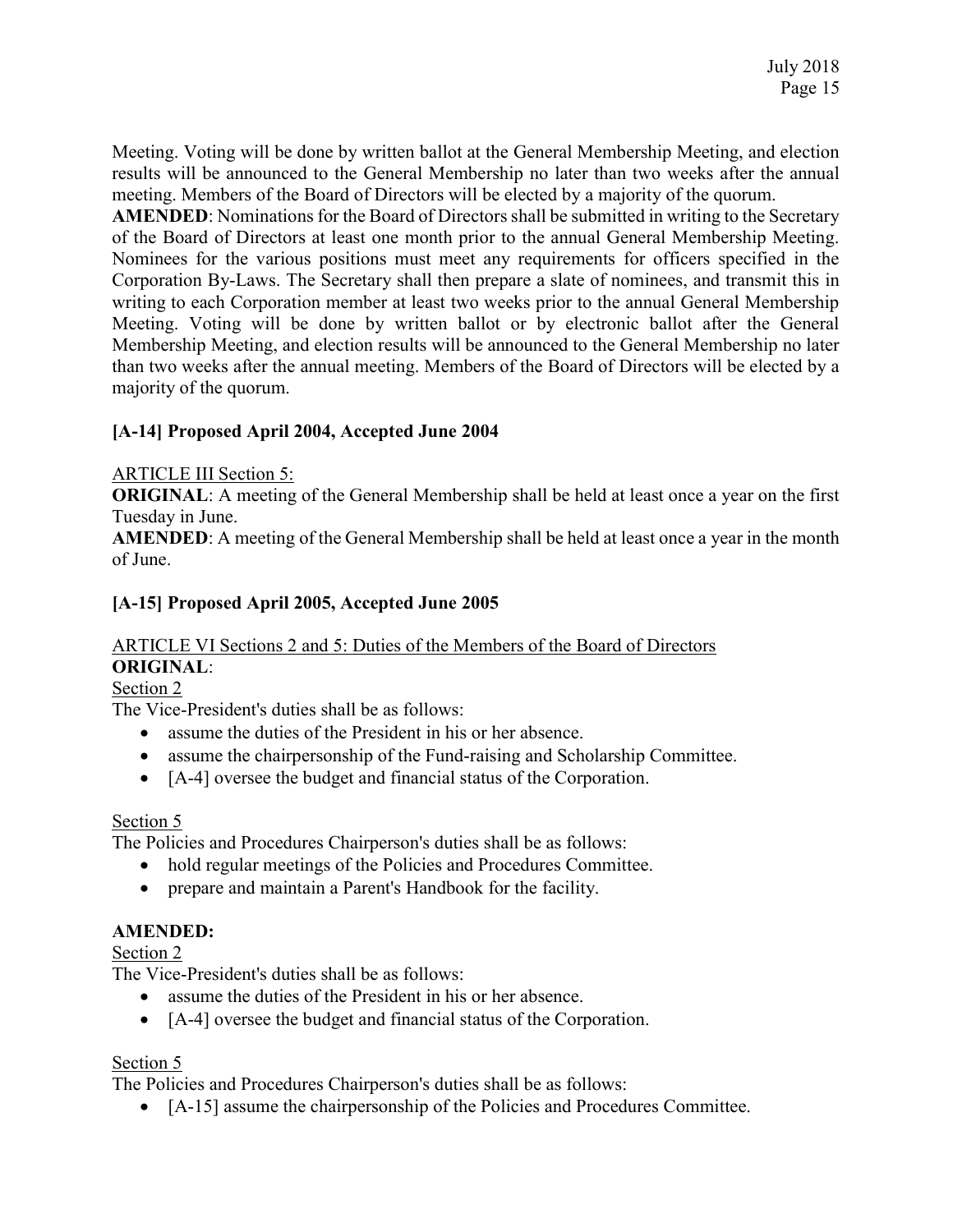Meeting. Voting will be done by written ballot at the General Membership Meeting, and election results will be announced to the General Membership no later than two weeks after the annual meeting. Members of the Board of Directors will be elected by a majority of the quorum.

**AMENDED**: Nominations for the Board of Directors shall be submitted in writing to the Secretary of the Board of Directors at least one month prior to the annual General Membership Meeting. Nominees for the various positions must meet any requirements for officers specified in the Corporation By-Laws. The Secretary shall then prepare a slate of nominees, and transmit this in writing to each Corporation member at least two weeks prior to the annual General Membership Meeting. Voting will be done by written ballot or by electronic ballot after the General Membership Meeting, and election results will be announced to the General Membership no later than two weeks after the annual meeting. Members of the Board of Directors will be elected by a majority of the quorum.

**[A-14] Proposed April 2004, Accepted June 2004**

ARTICLE III Section 5:

**ORIGINAL**: A meeting of the General Membership shall be held at least once a year on the first Tuesday in June.

**AMENDED**: A meeting of the General Membership shall be held at least once a year in the month of June.

**[A-15] Proposed April 2005, Accepted June 2005**

ARTICLE VI Sections 2 and 5: Duties of the Members of the Board of Directors

**ORIGINAL**:

Section 2

The Vice-President's duties shall be as follows:

- assume the duties of the President in his or her absence.
- assume the chairpersonship of the Fund-raising and Scholarship Committee.
- [A-4] oversee the budget and financial status of the Corporation.

Section 5

The Policies and Procedures Chairperson's duties shall be as follows:

- hold regular meetings of the Policies and Procedures Committee.
- prepare and maintain a Parent's Handbook for the facility.

**AMENDED:**

Section 2

The Vice-President's duties shall be as follows:

- assume the duties of the President in his or her absence.
- [A-4] oversee the budget and financial status of the Corporation.

Section 5

The Policies and Procedures Chairperson's duties shall be as follows:

- [A-15] assume the chairpersonship of the Policies and Procedures Committee.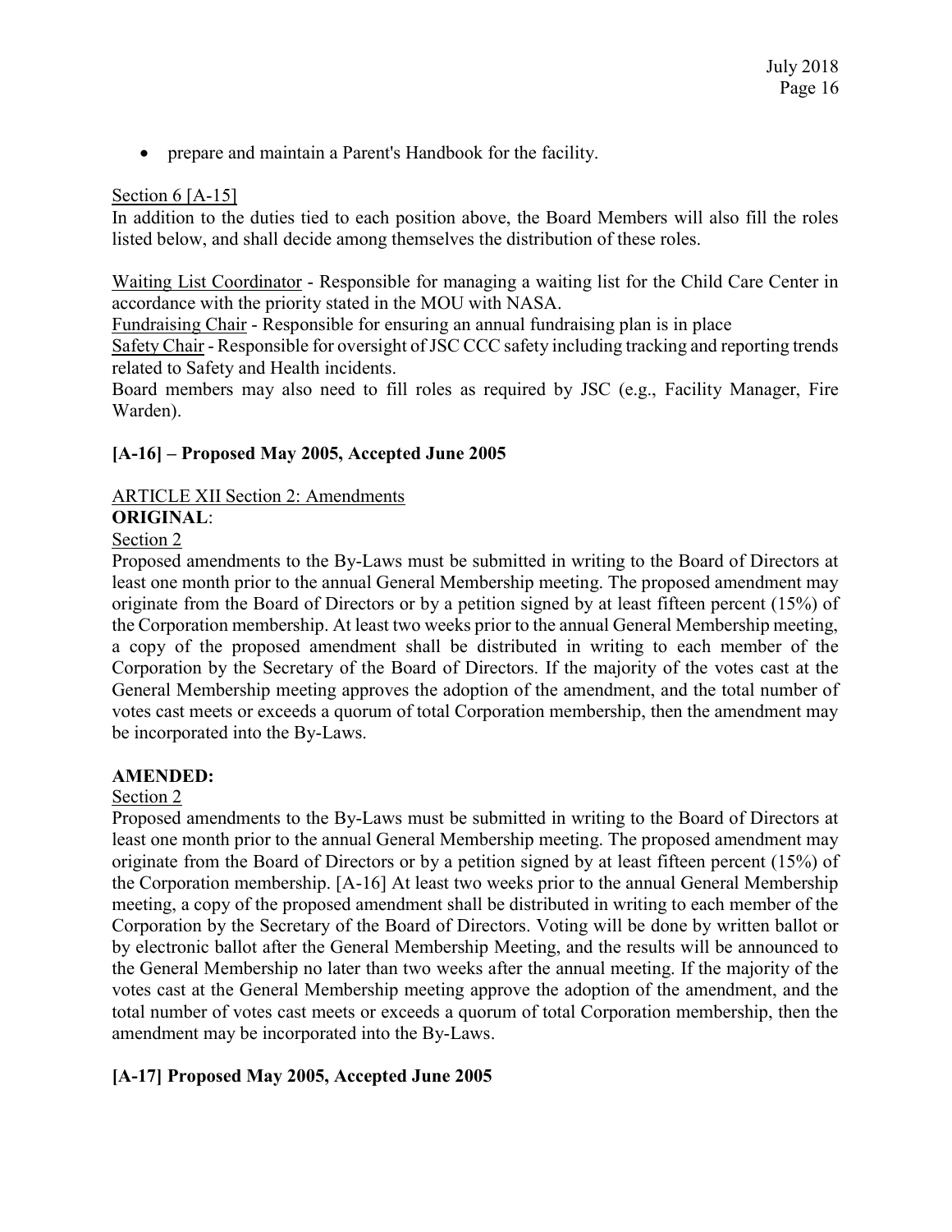- prepare and maintain a Parent's Handbook for the facility.

Section 6 [A-15]

In addition to the duties tied to each position above, the Board Members will also fill the roles listed below, and shall decide among themselves the distribution of these roles.

Waiting List Coordinator - Responsible for managing a waiting list for the Child Care Center in accordance with the priority stated in the MOU with NASA.

Fundraising Chair - Responsible for ensuring an annual fundraising plan is in place

Safety Chair - Responsible for oversight of JSC CCC safety including tracking and reporting trends related to Safety and Health incidents.

Board members may also need to fill roles as required by JSC (e.g., Facility Manager, Fire Warden).

**[A-16] – Proposed May 2005, Accepted June 2005**

ARTICLE XII Section 2: Amendments

**ORIGINAL**:

Section 2

Proposed amendments to the By-Laws must be submitted in writing to the Board of Directors at least one month prior to the annual General Membership meeting. The proposed amendment may originate from the Board of Directors or by a petition signed by at least fifteen percent (15%) of the Corporation membership. At least two weeks prior to the annual General Membership meeting, a copy of the proposed amendment shall be distributed in writing to each member of the Corporation by the Secretary of the Board of Directors. If the majority of the votes cast at the General Membership meeting approves the adoption of the amendment, and the total number of votes cast meets or exceeds a quorum of total Corporation membership, then the amendment may be incorporated into the By-Laws.

**AMENDED:**

Section 2

Proposed amendments to the By-Laws must be submitted in writing to the Board of Directors at least one month prior to the annual General Membership meeting. The proposed amendment may originate from the Board of Directors or by a petition signed by at least fifteen percent (15%) of the Corporation membership. [A-16] At least two weeks prior to the annual General Membership meeting, a copy of the proposed amendment shall be distributed in writing to each member of the Corporation by the Secretary of the Board of Directors. Voting will be done by written ballot or by electronic ballot after the General Membership Meeting, and the results will be announced to the General Membership no later than two weeks after the annual meeting. If the majority of the votes cast at the General Membership meeting approve the adoption of the amendment, and the total number of votes cast meets or exceeds a quorum of total Corporation membership, then the amendment may be incorporated into the By-Laws.

**[A-17] Proposed May 2005, Accepted June 2005**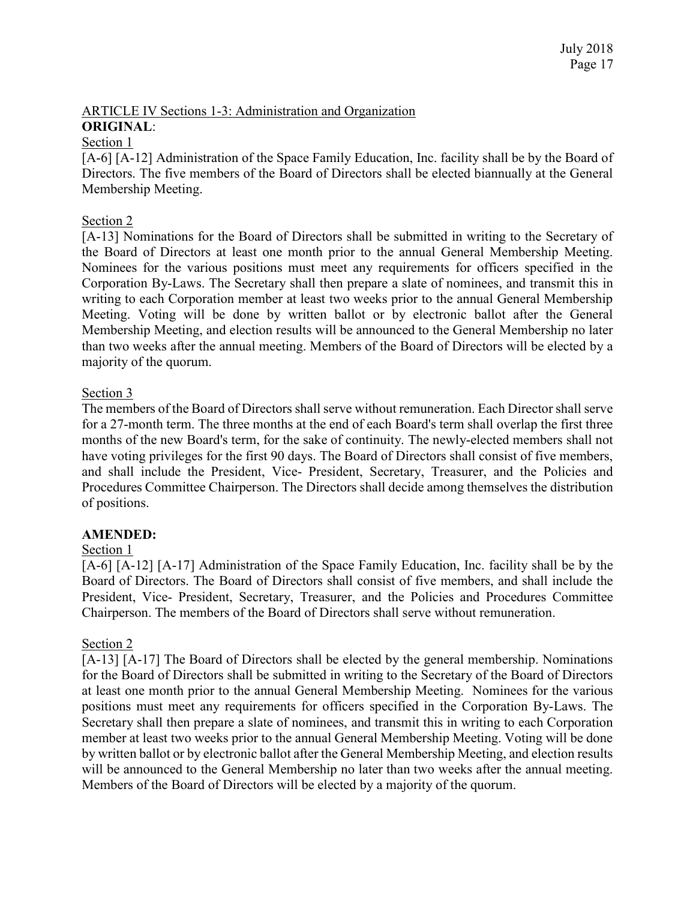ARTICLE IV Sections 1-3: Administration and Organization

**ORIGINAL**:

Section 1

[A-6] [A-12] Administration of the Space Family Education, Inc. facility shall be by the Board of Directors. The five members of the Board of Directors shall be elected biannually at the General Membership Meeting.

Section 2

[A-13] Nominations for the Board of Directors shall be submitted in writing to the Secretary of the Board of Directors at least one month prior to the annual General Membership Meeting. Nominees for the various positions must meet any requirements for officers specified in the Corporation By-Laws. The Secretary shall then prepare a slate of nominees, and transmit this in writing to each Corporation member at least two weeks prior to the annual General Membership Meeting. Voting will be done by written ballot or by electronic ballot after the General Membership Meeting, and election results will be announced to the General Membership no later than two weeks after the annual meeting. Members of the Board of Directors will be elected by a majority of the quorum.

Section 3

The members of the Board of Directors shall serve without remuneration. Each Director shall serve for a 27-month term. The three months at the end of each Board's term shall overlap the first three months of the new Board's term, for the sake of continuity. The newly-elected members shall not have voting privileges for the first 90 days. The Board of Directors shall consist of five members, and shall include the President, Vice- President, Secretary, Treasurer, and the Policies and Procedures Committee Chairperson. The Directors shall decide among themselves the distribution of positions.

**AMENDED:**

Section 1

[A-6] [A-12] [A-17] Administration of the Space Family Education, Inc. facility shall be by the Board of Directors. The Board of Directors shall consist of five members, and shall include the President, Vice- President, Secretary, Treasurer, and the Policies and Procedures Committee Chairperson. The members of the Board of Directors shall serve without remuneration.

Section 2

[A-13] [A-17] The Board of Directors shall be elected by the general membership. Nominations for the Board of Directors shall be submitted in writing to the Secretary of the Board of Directors at least one month prior to the annual General Membership Meeting. Nominees for the various positions must meet any requirements for officers specified in the Corporation By-Laws. The Secretary shall then prepare a slate of nominees, and transmit this in writing to each Corporation member at least two weeks prior to the annual General Membership Meeting. Voting will be done by written ballot or by electronic ballot after the General Membership Meeting, and election results will be announced to the General Membership no later than two weeks after the annual meeting. Members of the Board of Directors will be elected by a majority of the quorum.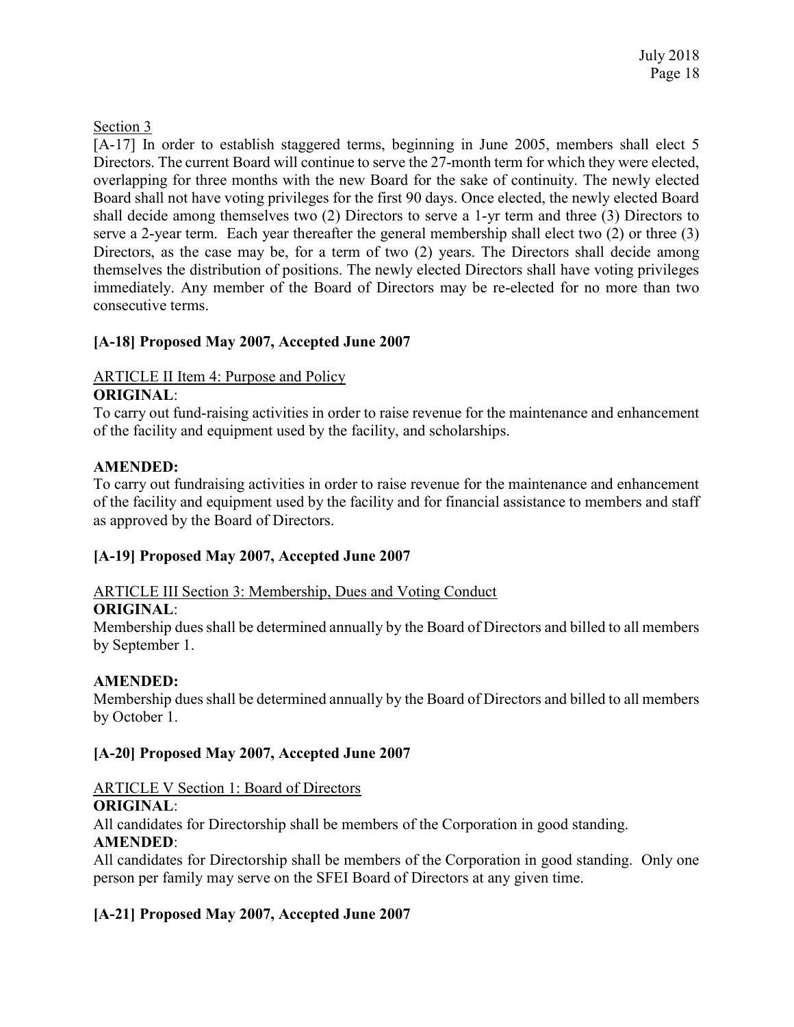Section 3

[A-17] In order to establish staggered terms, beginning in June 2005, members shall elect 5 Directors. The current Board will continue to serve the 27-month term for which they were elected, overlapping for three months with the new Board for the sake of continuity. The newly elected Board shall not have voting privileges for the first 90 days. Once elected, the newly elected Board shall decide among themselves two (2) Directors to serve a 1-yr term and three (3) Directors to serve a 2-year term. Each year thereafter the general membership shall elect two (2) or three (3) Directors, as the case may be, for a term of two (2) years. The Directors shall decide among themselves the distribution of positions. The newly elected Directors shall have voting privileges immediately. Any member of the Board of Directors may be re-elected for no more than two consecutive terms.

**[A-18] Proposed May 2007, Accepted June 2007**

ARTICLE II Item 4: Purpose and Policy

**ORIGINAL**:

To carry out fund-raising activities in order to raise revenue for the maintenance and enhancement of the facility and equipment used by the facility, and scholarships.

**AMENDED:**

To carry out fundraising activities in order to raise revenue for the maintenance and enhancement of the facility and equipment used by the facility and for financial assistance to members and staff as approved by the Board of Directors.

**[A-19] Proposed May 2007, Accepted June 2007**

ARTICLE III Section 3: Membership, Dues and Voting Conduct

**ORIGINAL**:

Membership dues shall be determined annually by the Board of Directors and billed to all members by September 1.

**AMENDED:**

Membership dues shall be determined annually by the Board of Directors and billed to all members by October 1.

**[A-20] Proposed May 2007, Accepted June 2007**

ARTICLE V Section 1: Board of Directors

**ORIGINAL**:

All candidates for Directorship shall be members of the Corporation in good standing.

**AMENDED**:

All candidates for Directorship shall be members of the Corporation in good standing. Only one person per family may serve on the SFEI Board of Directors at any given time.

**[A-21] Proposed May 2007, Accepted June 2007**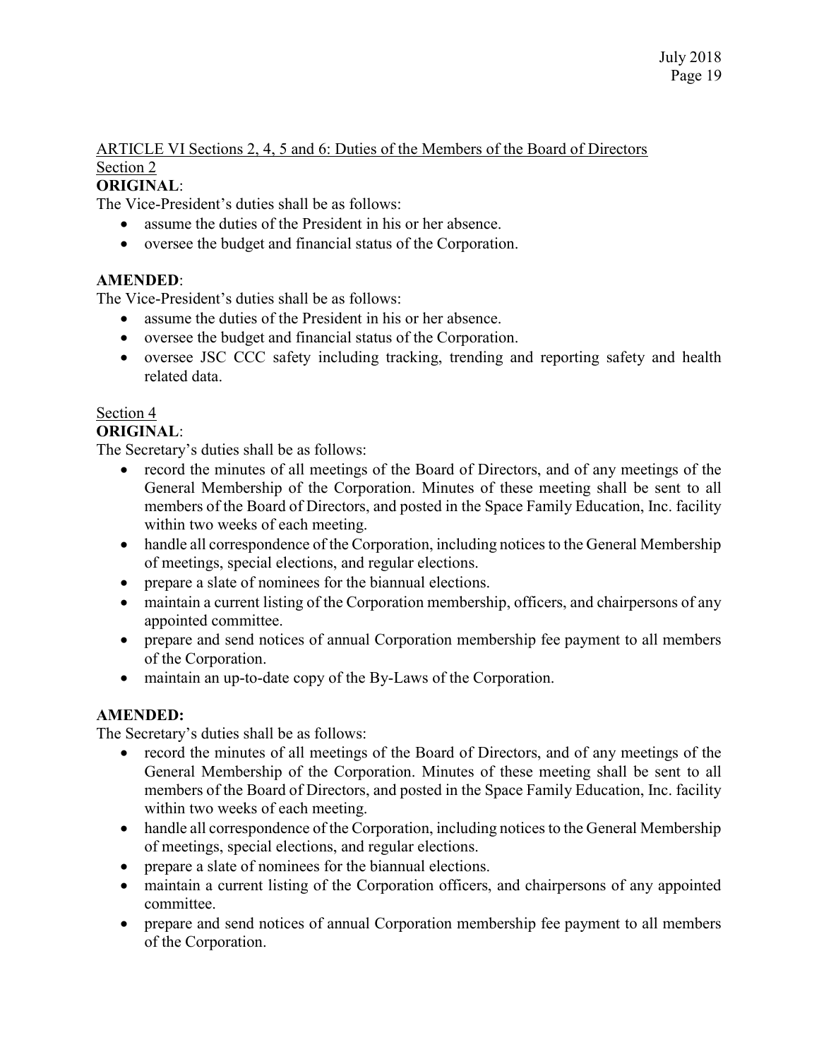<u>ARTICLE VI Sections 2, 4, 5 and 6: Duties of the Members of the Board of Directors</u>

<u>Section 2</u>

**ORIGINAL**:

The Vice-President's duties shall be as follows:

- assume the duties of the President in his or her absence.
- oversee the budget and financial status of the Corporation.

**AMENDED**:

The Vice-President's duties shall be as follows:

- assume the duties of the President in his or her absence.
- oversee the budget and financial status of the Corporation.
- oversee JSC CCC safety including tracking, trending and reporting safety and health related data.

<u>Section 4</u>

**ORIGINAL**:

The Secretary's duties shall be as follows:

- record the minutes of all meetings of the Board of Directors, and of any meetings of the General Membership of the Corporation. Minutes of these meeting shall be sent to all members of the Board of Directors, and posted in the Space Family Education, Inc. facility within two weeks of each meeting.
- handle all correspondence of the Corporation, including notices to the General Membership of meetings, special elections, and regular elections.
- prepare a slate of nominees for the biannual elections.
- maintain a current listing of the Corporation membership, officers, and chairpersons of any appointed committee.
- prepare and send notices of annual Corporation membership fee payment to all members of the Corporation.
- maintain an up-to-date copy of the By-Laws of the Corporation.

**AMENDED:**

The Secretary's duties shall be as follows:

- record the minutes of all meetings of the Board of Directors, and of any meetings of the General Membership of the Corporation. Minutes of these meeting shall be sent to all members of the Board of Directors, and posted in the Space Family Education, Inc. facility within two weeks of each meeting.
- handle all correspondence of the Corporation, including notices to the General Membership of meetings, special elections, and regular elections.
- prepare a slate of nominees for the biannual elections.
- maintain a current listing of the Corporation officers, and chairpersons of any appointed committee.
- prepare and send notices of annual Corporation membership fee payment to all members of the Corporation.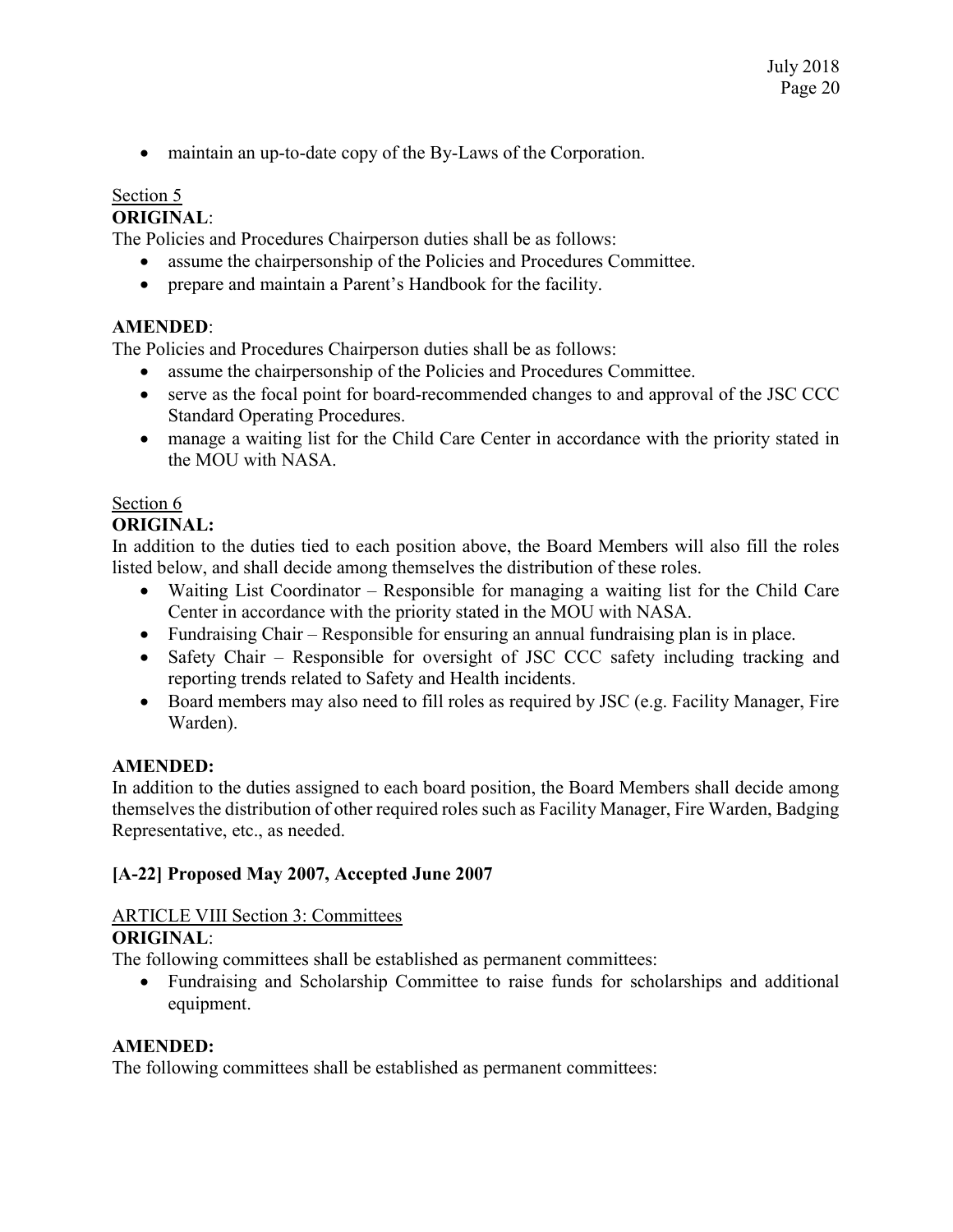- maintain an up-to-date copy of the By-Laws of the Corporation.

Section 5

**ORIGINAL**:

The Policies and Procedures Chairperson duties shall be as follows:

- assume the chairpersonship of the Policies and Procedures Committee.
- prepare and maintain a Parent's Handbook for the facility.

**AMENDED**:

The Policies and Procedures Chairperson duties shall be as follows:

- assume the chairpersonship of the Policies and Procedures Committee.
- serve as the focal point for board-recommended changes to and approval of the JSC CCC Standard Operating Procedures.
- manage a waiting list for the Child Care Center in accordance with the priority stated in the MOU with NASA.

Section 6

**ORIGINAL:**

In addition to the duties tied to each position above, the Board Members will also fill the roles listed below, and shall decide among themselves the distribution of these roles.

- Waiting List Coordinator – Responsible for managing a waiting list for the Child Care Center in accordance with the priority stated in the MOU with NASA.
- Fundraising Chair – Responsible for ensuring an annual fundraising plan is in place.
- Safety Chair – Responsible for oversight of JSC CCC safety including tracking and reporting trends related to Safety and Health incidents.
- Board members may also need to fill roles as required by JSC (e.g. Facility Manager, Fire Warden).

**AMENDED:**

In addition to the duties assigned to each board position, the Board Members shall decide among themselves the distribution of other required roles such as Facility Manager, Fire Warden, Badging Representative, etc., as needed.

**[A-22] Proposed May 2007, Accepted June 2007**

ARTICLE VIII Section 3: Committees

**ORIGINAL**:

The following committees shall be established as permanent committees:

- Fundraising and Scholarship Committee to raise funds for scholarships and additional equipment.

**AMENDED:**

The following committees shall be established as permanent committees: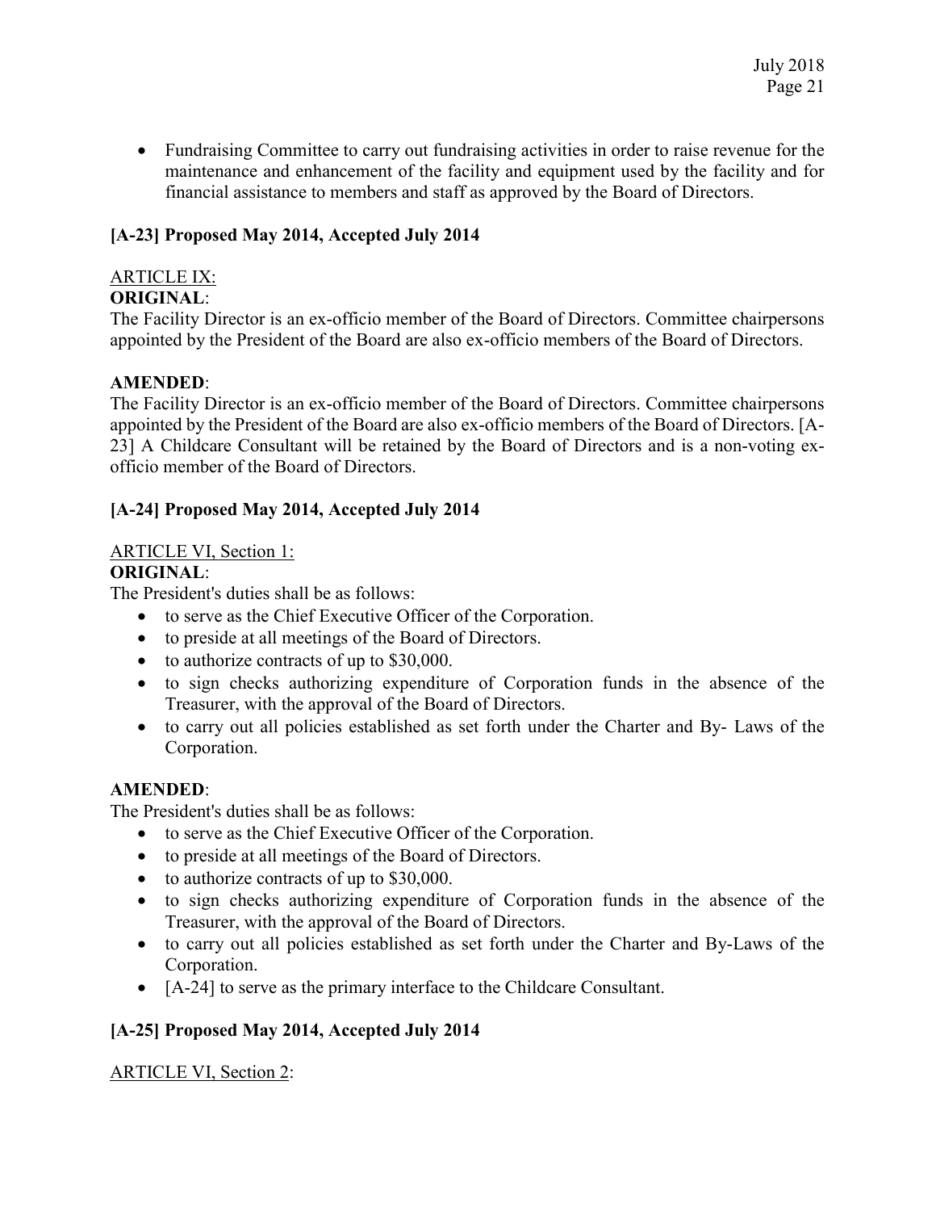- Fundraising Committee to carry out fundraising activities in order to raise revenue for the maintenance and enhancement of the facility and equipment used by the facility and for financial assistance to members and staff as approved by the Board of Directors.

**[A-23] Proposed May 2014, Accepted July 2014**

ARTICLE IX:

**ORIGINAL**:

The Facility Director is an ex-officio member of the Board of Directors. Committee chairpersons appointed by the President of the Board are also ex-officio members of the Board of Directors.

**AMENDED**:

The Facility Director is an ex-officio member of the Board of Directors. Committee chairpersons appointed by the President of the Board are also ex-officio members of the Board of Directors. [A-23] A Childcare Consultant will be retained by the Board of Directors and is a non-voting ex-officio member of the Board of Directors.

**[A-24] Proposed May 2014, Accepted July 2014**

ARTICLE VI, Section 1:

**ORIGINAL**:

The President's duties shall be as follows:

- to serve as the Chief Executive Officer of the Corporation.
- to preside at all meetings of the Board of Directors.
- to authorize contracts of up to $30,000.
- to sign checks authorizing expenditure of Corporation funds in the absence of the Treasurer, with the approval of the Board of Directors.
- to carry out all policies established as set forth under the Charter and By- Laws of the Corporation.

**AMENDED**:

The President's duties shall be as follows:

- to serve as the Chief Executive Officer of the Corporation.
- to preside at all meetings of the Board of Directors.
- to authorize contracts of up to $30,000.
- to sign checks authorizing expenditure of Corporation funds in the absence of the Treasurer, with the approval of the Board of Directors.
- to carry out all policies established as set forth under the Charter and By-Laws of the Corporation.
- [A-24] to serve as the primary interface to the Childcare Consultant.

**[A-25] Proposed May 2014, Accepted July 2014**

ARTICLE VI, Section 2: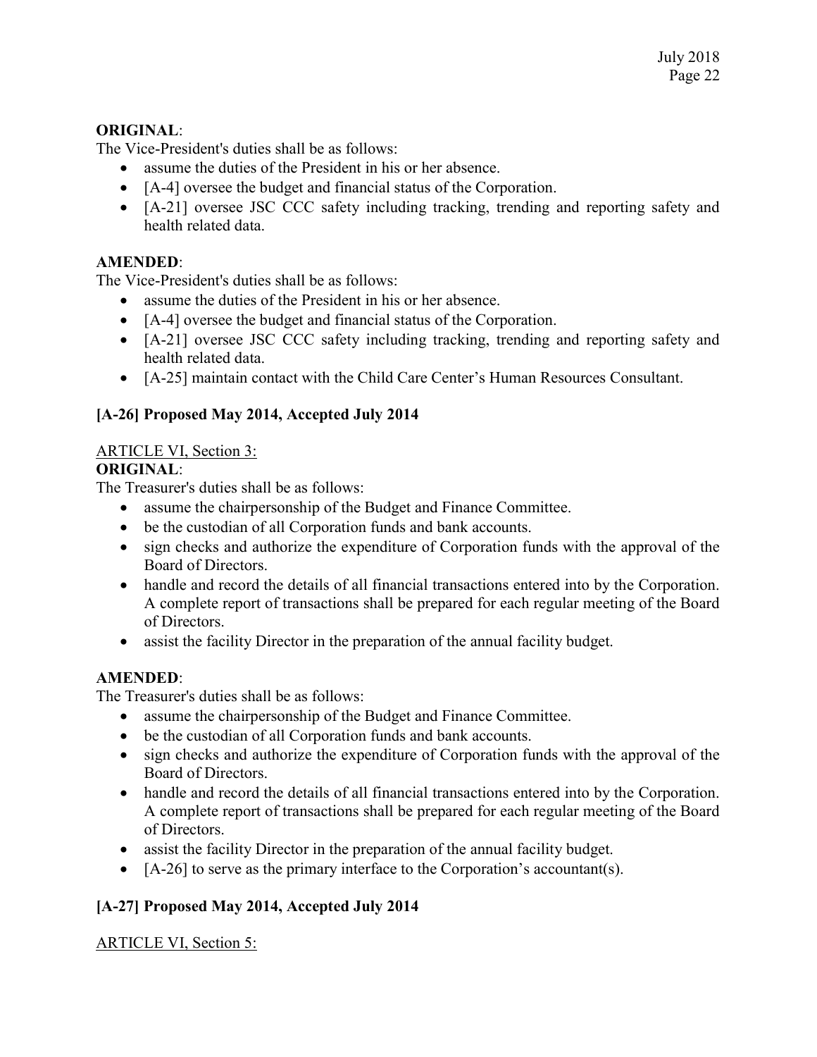**ORIGINAL**:

The Vice-President's duties shall be as follows:

- assume the duties of the President in his or her absence.
- [A-4] oversee the budget and financial status of the Corporation.
- [A-21] oversee JSC CCC safety including tracking, trending and reporting safety and health related data.

**AMENDED**:

The Vice-President's duties shall be as follows:

- assume the duties of the President in his or her absence.
- [A-4] oversee the budget and financial status of the Corporation.
- [A-21] oversee JSC CCC safety including tracking, trending and reporting safety and health related data.
- [A-25] maintain contact with the Child Care Center's Human Resources Consultant.

**[A-26] Proposed May 2014, Accepted July 2014**

<u>ARTICLE VI, Section 3:</u>

**ORIGINAL**:

The Treasurer's duties shall be as follows:

- assume the chairpersonship of the Budget and Finance Committee.
- be the custodian of all Corporation funds and bank accounts.
- sign checks and authorize the expenditure of Corporation funds with the approval of the Board of Directors.
- handle and record the details of all financial transactions entered into by the Corporation. A complete report of transactions shall be prepared for each regular meeting of the Board of Directors.
- assist the facility Director in the preparation of the annual facility budget.

**AMENDED**:

The Treasurer's duties shall be as follows:

- assume the chairpersonship of the Budget and Finance Committee.
- be the custodian of all Corporation funds and bank accounts.
- sign checks and authorize the expenditure of Corporation funds with the approval of the Board of Directors.
- handle and record the details of all financial transactions entered into by the Corporation. A complete report of transactions shall be prepared for each regular meeting of the Board of Directors.
- assist the facility Director in the preparation of the annual facility budget.
- [A-26] to serve as the primary interface to the Corporation's accountant(s).

**[A-27] Proposed May 2014, Accepted July 2014**

<u>ARTICLE VI, Section 5:</u>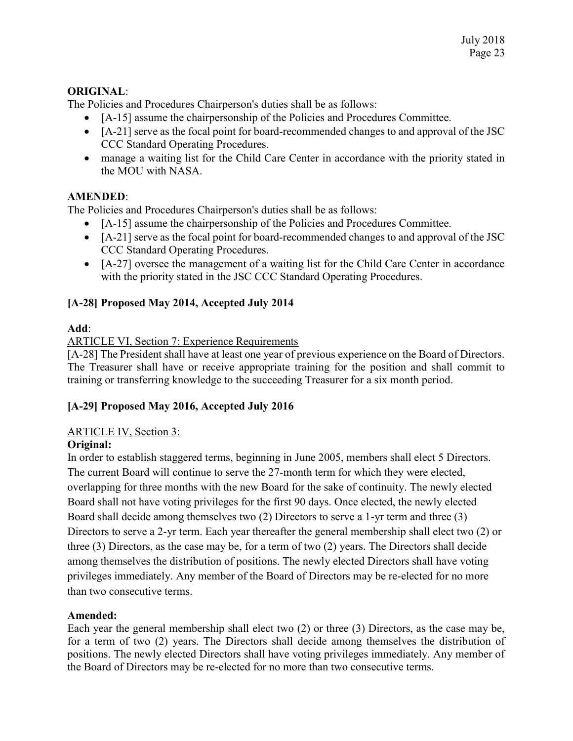**ORIGINAL**:

The Policies and Procedures Chairperson's duties shall be as follows:

- [A-15] assume the chairpersonship of the Policies and Procedures Committee.
- [A-21] serve as the focal point for board-recommended changes to and approval of the JSC CCC Standard Operating Procedures.
- manage a waiting list for the Child Care Center in accordance with the priority stated in the MOU with NASA.

**AMENDED**:

The Policies and Procedures Chairperson's duties shall be as follows:

- [A-15] assume the chairpersonship of the Policies and Procedures Committee.
- [A-21] serve as the focal point for board-recommended changes to and approval of the JSC CCC Standard Operating Procedures.
- [A-27] oversee the management of a waiting list for the Child Care Center in accordance with the priority stated in the JSC CCC Standard Operating Procedures.

### [A-28] Proposed May 2014, Accepted July 2014

**Add**:

ARTICLE VI, Section 7: Experience Requirements

[A-28] The President shall have at least one year of previous experience on the Board of Directors. The Treasurer shall have or receive appropriate training for the position and shall commit to training or transferring knowledge to the succeeding Treasurer for a six month period.

### [A-29] Proposed May 2016, Accepted July 2016

ARTICLE IV, Section 3:

**Original:**

In order to establish staggered terms, beginning in June 2005, members shall elect 5 Directors. The current Board will continue to serve the 27-month term for which they were elected, overlapping for three months with the new Board for the sake of continuity. The newly elected Board shall not have voting privileges for the first 90 days. Once elected, the newly elected Board shall decide among themselves two (2) Directors to serve a 1-yr term and three (3) Directors to serve a 2-yr term. Each year thereafter the general membership shall elect two (2) or three (3) Directors, as the case may be, for a term of two (2) years. The Directors shall decide among themselves the distribution of positions. The newly elected Directors shall have voting privileges immediately. Any member of the Board of Directors may be re-elected for no more than two consecutive terms.

**Amended:**

Each year the general membership shall elect two (2) or three (3) Directors, as the case may be, for a term of two (2) years. The Directors shall decide among themselves the distribution of positions. The newly elected Directors shall have voting privileges immediately. Any member of the Board of Directors may be re-elected for no more than two consecutive terms.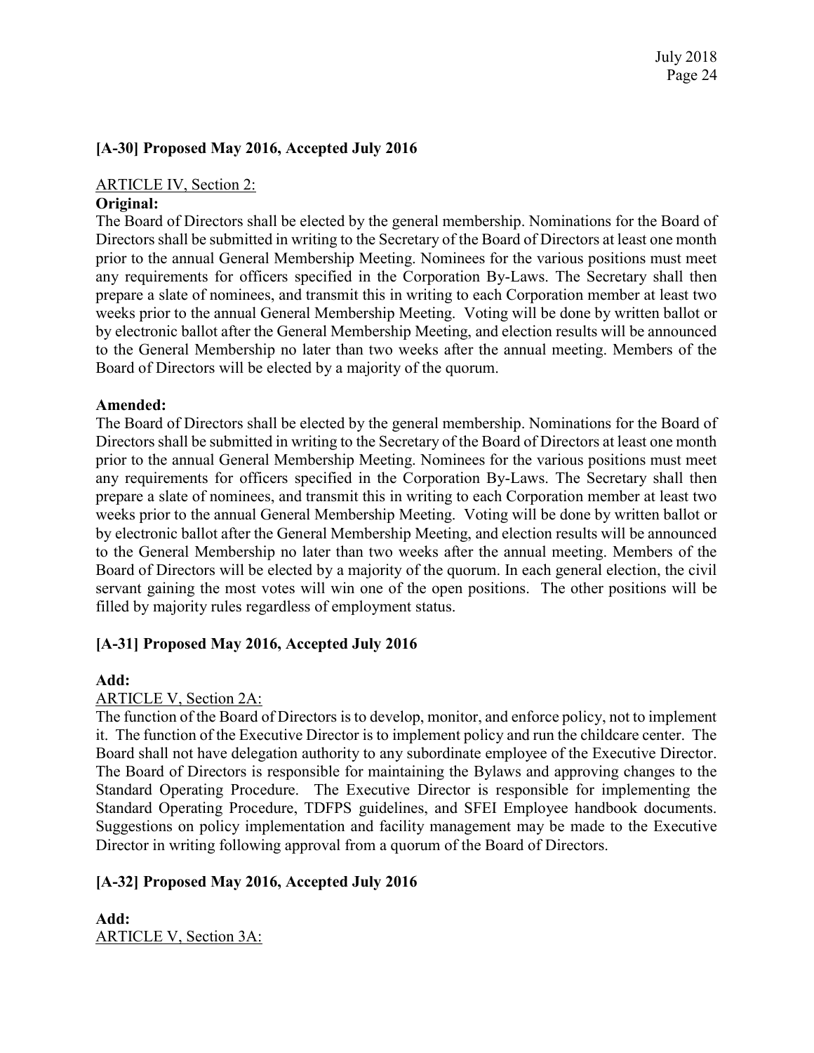### [A-30] Proposed May 2016, Accepted July 2016

ARTICLE IV, Section 2:

**Original:**

The Board of Directors shall be elected by the general membership. Nominations for the Board of Directors shall be submitted in writing to the Secretary of the Board of Directors at least one month prior to the annual General Membership Meeting. Nominees for the various positions must meet any requirements for officers specified in the Corporation By-Laws. The Secretary shall then prepare a slate of nominees, and transmit this in writing to each Corporation member at least two weeks prior to the annual General Membership Meeting. Voting will be done by written ballot or by electronic ballot after the General Membership Meeting, and election results will be announced to the General Membership no later than two weeks after the annual meeting. Members of the Board of Directors will be elected by a majority of the quorum.

**Amended:**

The Board of Directors shall be elected by the general membership. Nominations for the Board of Directors shall be submitted in writing to the Secretary of the Board of Directors at least one month prior to the annual General Membership Meeting. Nominees for the various positions must meet any requirements for officers specified in the Corporation By-Laws. The Secretary shall then prepare a slate of nominees, and transmit this in writing to each Corporation member at least two weeks prior to the annual General Membership Meeting. Voting will be done by written ballot or by electronic ballot after the General Membership Meeting, and election results will be announced to the General Membership no later than two weeks after the annual meeting. Members of the Board of Directors will be elected by a majority of the quorum. In each general election, the civil servant gaining the most votes will win one of the open positions. The other positions will be filled by majority rules regardless of employment status.

### [A-31] Proposed May 2016, Accepted July 2016

**Add:**

ARTICLE V, Section 2A:

The function of the Board of Directors is to develop, monitor, and enforce policy, not to implement it. The function of the Executive Director is to implement policy and run the childcare center. The Board shall not have delegation authority to any subordinate employee of the Executive Director. The Board of Directors is responsible for maintaining the Bylaws and approving changes to the Standard Operating Procedure. The Executive Director is responsible for implementing the Standard Operating Procedure, TDFPS guidelines, and SFEI Employee handbook documents. Suggestions on policy implementation and facility management may be made to the Executive Director in writing following approval from a quorum of the Board of Directors.

### [A-32] Proposed May 2016, Accepted July 2016

**Add:**

ARTICLE V, Section 3A: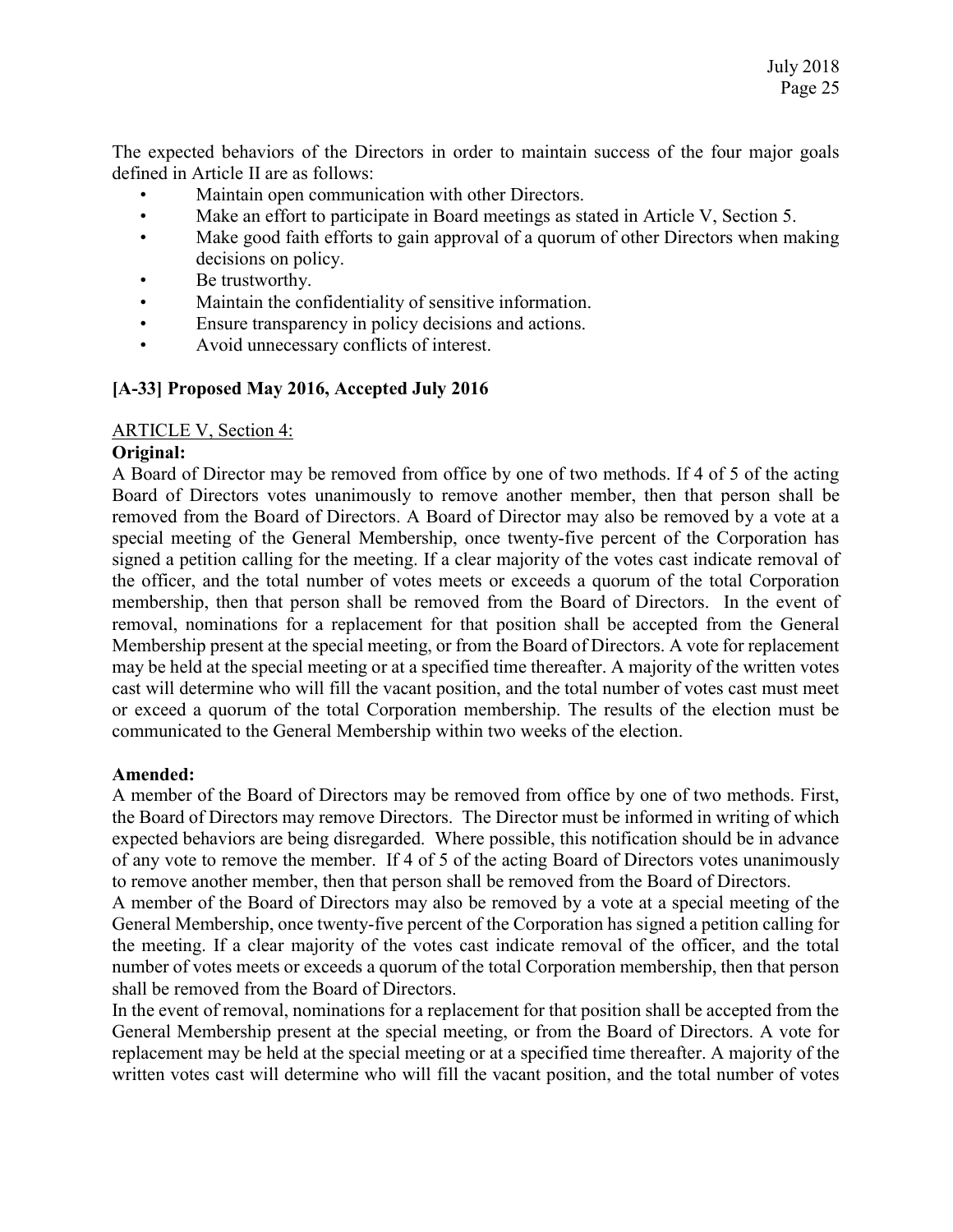The expected behaviors of the Directors in order to maintain success of the four major goals defined in Article II are as follows:

- Maintain open communication with other Directors.
- Make an effort to participate in Board meetings as stated in Article V, Section 5.
- Make good faith efforts to gain approval of a quorum of other Directors when making decisions on policy.
- Be trustworthy.
- Maintain the confidentiality of sensitive information.
- Ensure transparency in policy decisions and actions.
- Avoid unnecessary conflicts of interest.

**[A-33] Proposed May 2016, Accepted July 2016**

ARTICLE V, Section 4:

**Original:**

A Board of Director may be removed from office by one of two methods. If 4 of 5 of the acting Board of Directors votes unanimously to remove another member, then that person shall be removed from the Board of Directors. A Board of Director may also be removed by a vote at a special meeting of the General Membership, once twenty-five percent of the Corporation has signed a petition calling for the meeting. If a clear majority of the votes cast indicate removal of the officer, and the total number of votes meets or exceeds a quorum of the total Corporation membership, then that person shall be removed from the Board of Directors. In the event of removal, nominations for a replacement for that position shall be accepted from the General Membership present at the special meeting, or from the Board of Directors. A vote for replacement may be held at the special meeting or at a specified time thereafter. A majority of the written votes cast will determine who will fill the vacant position, and the total number of votes cast must meet or exceed a quorum of the total Corporation membership. The results of the election must be communicated to the General Membership within two weeks of the election.

**Amended:**

A member of the Board of Directors may be removed from office by one of two methods. First, the Board of Directors may remove Directors. The Director must be informed in writing of which expected behaviors are being disregarded. Where possible, this notification should be in advance of any vote to remove the member. If 4 of 5 of the acting Board of Directors votes unanimously to remove another member, then that person shall be removed from the Board of Directors.

A member of the Board of Directors may also be removed by a vote at a special meeting of the General Membership, once twenty-five percent of the Corporation has signed a petition calling for the meeting. If a clear majority of the votes cast indicate removal of the officer, and the total number of votes meets or exceeds a quorum of the total Corporation membership, then that person shall be removed from the Board of Directors.

In the event of removal, nominations for a replacement for that position shall be accepted from the General Membership present at the special meeting, or from the Board of Directors. A vote for replacement may be held at the special meeting or at a specified time thereafter. A majority of the written votes cast will determine who will fill the vacant position, and the total number of votes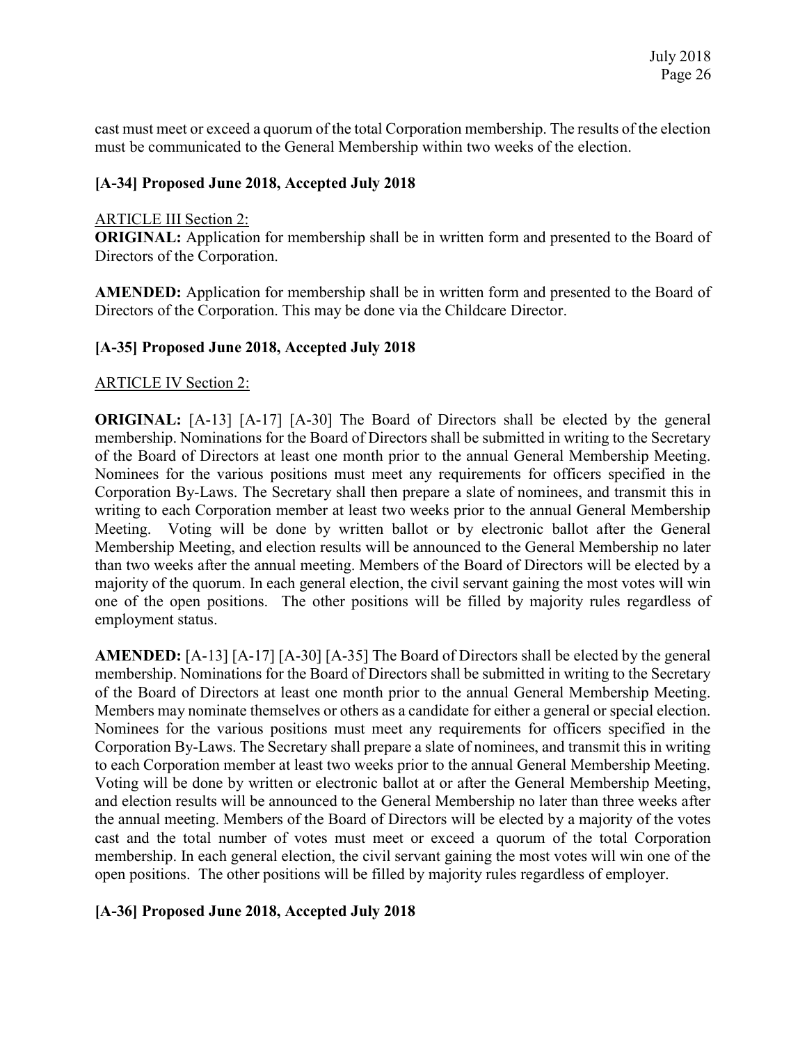cast must meet or exceed a quorum of the total Corporation membership. The results of the election must be communicated to the General Membership within two weeks of the election.

**[A-34] Proposed June 2018, Accepted July 2018**

ARTICLE III Section 2:

**ORIGINAL:** Application for membership shall be in written form and presented to the Board of Directors of the Corporation.

**AMENDED:** Application for membership shall be in written form and presented to the Board of Directors of the Corporation. This may be done via the Childcare Director.

**[A-35] Proposed June 2018, Accepted July 2018**

ARTICLE IV Section 2:

**ORIGINAL:** [A-13] [A-17] [A-30] The Board of Directors shall be elected by the general membership. Nominations for the Board of Directors shall be submitted in writing to the Secretary of the Board of Directors at least one month prior to the annual General Membership Meeting. Nominees for the various positions must meet any requirements for officers specified in the Corporation By-Laws. The Secretary shall then prepare a slate of nominees, and transmit this in writing to each Corporation member at least two weeks prior to the annual General Membership Meeting. Voting will be done by written ballot or by electronic ballot after the General Membership Meeting, and election results will be announced to the General Membership no later than two weeks after the annual meeting. Members of the Board of Directors will be elected by a majority of the quorum. In each general election, the civil servant gaining the most votes will win one of the open positions. The other positions will be filled by majority rules regardless of employment status.

**AMENDED:** [A-13] [A-17] [A-30] [A-35] The Board of Directors shall be elected by the general membership. Nominations for the Board of Directors shall be submitted in writing to the Secretary of the Board of Directors at least one month prior to the annual General Membership Meeting. Members may nominate themselves or others as a candidate for either a general or special election. Nominees for the various positions must meet any requirements for officers specified in the Corporation By-Laws. The Secretary shall prepare a slate of nominees, and transmit this in writing to each Corporation member at least two weeks prior to the annual General Membership Meeting. Voting will be done by written or electronic ballot at or after the General Membership Meeting, and election results will be announced to the General Membership no later than three weeks after the annual meeting. Members of the Board of Directors will be elected by a majority of the votes cast and the total number of votes must meet or exceed a quorum of the total Corporation membership. In each general election, the civil servant gaining the most votes will win one of the open positions. The other positions will be filled by majority rules regardless of employer.

**[A-36] Proposed June 2018, Accepted July 2018**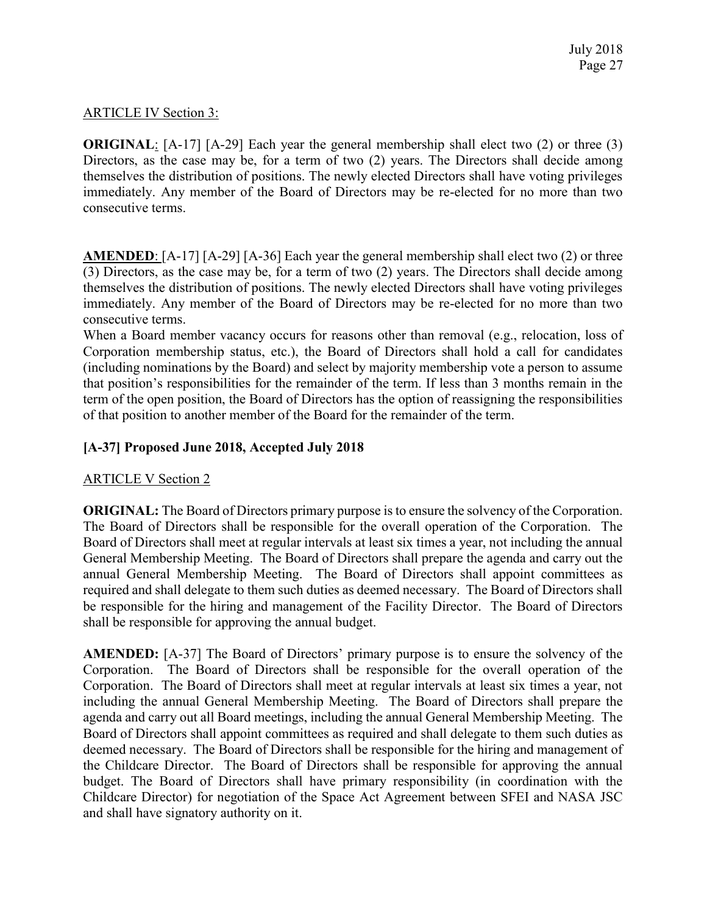ARTICLE IV Section 3:

**ORIGINAL**: [A-17] [A-29] Each year the general membership shall elect two (2) or three (3) Directors, as the case may be, for a term of two (2) years. The Directors shall decide among themselves the distribution of positions. The newly elected Directors shall have voting privileges immediately. Any member of the Board of Directors may be re-elected for no more than two consecutive terms.

**AMENDED**: [A-17] [A-29] [A-36] Each year the general membership shall elect two (2) or three (3) Directors, as the case may be, for a term of two (2) years. The Directors shall decide among themselves the distribution of positions. The newly elected Directors shall have voting privileges immediately. Any member of the Board of Directors may be re-elected for no more than two consecutive terms.

When a Board member vacancy occurs for reasons other than removal (e.g., relocation, loss of Corporation membership status, etc.), the Board of Directors shall hold a call for candidates (including nominations by the Board) and select by majority membership vote a person to assume that position's responsibilities for the remainder of the term. If less than 3 months remain in the term of the open position, the Board of Directors has the option of reassigning the responsibilities of that position to another member of the Board for the remainder of the term.

### [A-37] Proposed June 2018, Accepted July 2018

ARTICLE V Section 2

**ORIGINAL:** The Board of Directors primary purpose is to ensure the solvency of the Corporation. The Board of Directors shall be responsible for the overall operation of the Corporation. The Board of Directors shall meet at regular intervals at least six times a year, not including the annual General Membership Meeting. The Board of Directors shall prepare the agenda and carry out the annual General Membership Meeting. The Board of Directors shall appoint committees as required and shall delegate to them such duties as deemed necessary. The Board of Directors shall be responsible for the hiring and management of the Facility Director. The Board of Directors shall be responsible for approving the annual budget.

**AMENDED:** [A-37] The Board of Directors' primary purpose is to ensure the solvency of the Corporation. The Board of Directors shall be responsible for the overall operation of the Corporation. The Board of Directors shall meet at regular intervals at least six times a year, not including the annual General Membership Meeting. The Board of Directors shall prepare the agenda and carry out all Board meetings, including the annual General Membership Meeting. The Board of Directors shall appoint committees as required and shall delegate to them such duties as deemed necessary. The Board of Directors shall be responsible for the hiring and management of the Childcare Director. The Board of Directors shall be responsible for approving the annual budget. The Board of Directors shall have primary responsibility (in coordination with the Childcare Director) for negotiation of the Space Act Agreement between SFEI and NASA JSC and shall have signatory authority on it.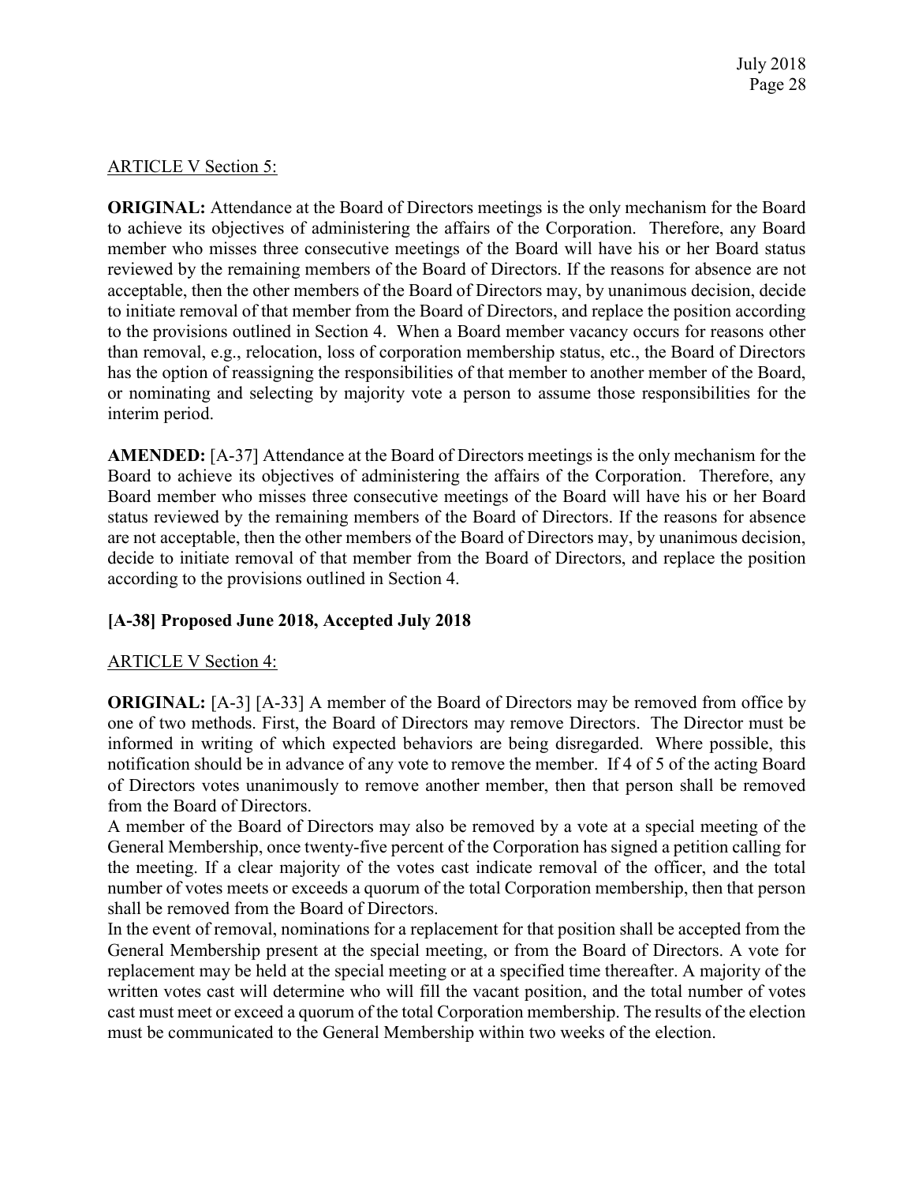ARTICLE V Section 5:

**ORIGINAL:** Attendance at the Board of Directors meetings is the only mechanism for the Board to achieve its objectives of administering the affairs of the Corporation. Therefore, any Board member who misses three consecutive meetings of the Board will have his or her Board status reviewed by the remaining members of the Board of Directors. If the reasons for absence are not acceptable, then the other members of the Board of Directors may, by unanimous decision, decide to initiate removal of that member from the Board of Directors, and replace the position according to the provisions outlined in Section 4. When a Board member vacancy occurs for reasons other than removal, e.g., relocation, loss of corporation membership status, etc., the Board of Directors has the option of reassigning the responsibilities of that member to another member of the Board, or nominating and selecting by majority vote a person to assume those responsibilities for the interim period.

**AMENDED:** [A-37] Attendance at the Board of Directors meetings is the only mechanism for the Board to achieve its objectives of administering the affairs of the Corporation. Therefore, any Board member who misses three consecutive meetings of the Board will have his or her Board status reviewed by the remaining members of the Board of Directors. If the reasons for absence are not acceptable, then the other members of the Board of Directors may, by unanimous decision, decide to initiate removal of that member from the Board of Directors, and replace the position according to the provisions outlined in Section 4.

**[A-38] Proposed June 2018, Accepted July 2018**

ARTICLE V Section 4:

**ORIGINAL:** [A-3] [A-33] A member of the Board of Directors may be removed from office by one of two methods. First, the Board of Directors may remove Directors. The Director must be informed in writing of which expected behaviors are being disregarded. Where possible, this notification should be in advance of any vote to remove the member. If 4 of 5 of the acting Board of Directors votes unanimously to remove another member, then that person shall be removed from the Board of Directors.

A member of the Board of Directors may also be removed by a vote at a special meeting of the General Membership, once twenty-five percent of the Corporation has signed a petition calling for the meeting. If a clear majority of the votes cast indicate removal of the officer, and the total number of votes meets or exceeds a quorum of the total Corporation membership, then that person shall be removed from the Board of Directors.

In the event of removal, nominations for a replacement for that position shall be accepted from the General Membership present at the special meeting, or from the Board of Directors. A vote for replacement may be held at the special meeting or at a specified time thereafter. A majority of the written votes cast will determine who will fill the vacant position, and the total number of votes cast must meet or exceed a quorum of the total Corporation membership. The results of the election must be communicated to the General Membership within two weeks of the election.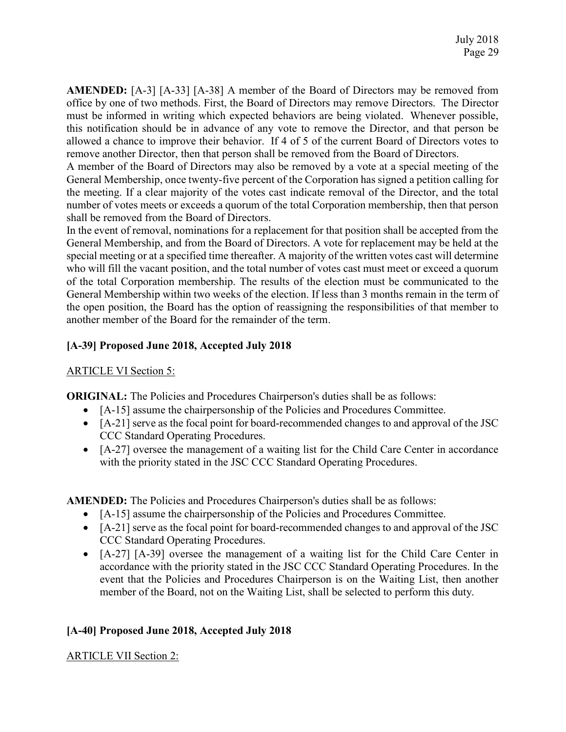**AMENDED:** [A-3] [A-33] [A-38] A member of the Board of Directors may be removed from office by one of two methods. First, the Board of Directors may remove Directors. The Director must be informed in writing which expected behaviors are being violated. Whenever possible, this notification should be in advance of any vote to remove the Director, and that person be allowed a chance to improve their behavior. If 4 of 5 of the current Board of Directors votes to remove another Director, then that person shall be removed from the Board of Directors.

A member of the Board of Directors may also be removed by a vote at a special meeting of the General Membership, once twenty-five percent of the Corporation has signed a petition calling for the meeting. If a clear majority of the votes cast indicate removal of the Director, and the total number of votes meets or exceeds a quorum of the total Corporation membership, then that person shall be removed from the Board of Directors.

In the event of removal, nominations for a replacement for that position shall be accepted from the General Membership, and from the Board of Directors. A vote for replacement may be held at the special meeting or at a specified time thereafter. A majority of the written votes cast will determine who will fill the vacant position, and the total number of votes cast must meet or exceed a quorum of the total Corporation membership. The results of the election must be communicated to the General Membership within two weeks of the election. If less than 3 months remain in the term of the open position, the Board has the option of reassigning the responsibilities of that member to another member of the Board for the remainder of the term.

### [A-39] Proposed June 2018, Accepted July 2018

<u>ARTICLE VI Section 5:</u>

**ORIGINAL:** The Policies and Procedures Chairperson's duties shall be as follows:

- [A-15] assume the chairpersonship of the Policies and Procedures Committee.
- [A-21] serve as the focal point for board-recommended changes to and approval of the JSC CCC Standard Operating Procedures.
- [A-27] oversee the management of a waiting list for the Child Care Center in accordance with the priority stated in the JSC CCC Standard Operating Procedures.

**AMENDED:** The Policies and Procedures Chairperson's duties shall be as follows:

- [A-15] assume the chairpersonship of the Policies and Procedures Committee.
- [A-21] serve as the focal point for board-recommended changes to and approval of the JSC CCC Standard Operating Procedures.
- [A-27] [A-39] oversee the management of a waiting list for the Child Care Center in accordance with the priority stated in the JSC CCC Standard Operating Procedures. In the event that the Policies and Procedures Chairperson is on the Waiting List, then another member of the Board, not on the Waiting List, shall be selected to perform this duty.

### [A-40] Proposed June 2018, Accepted July 2018

<u>ARTICLE VII Section 2:</u>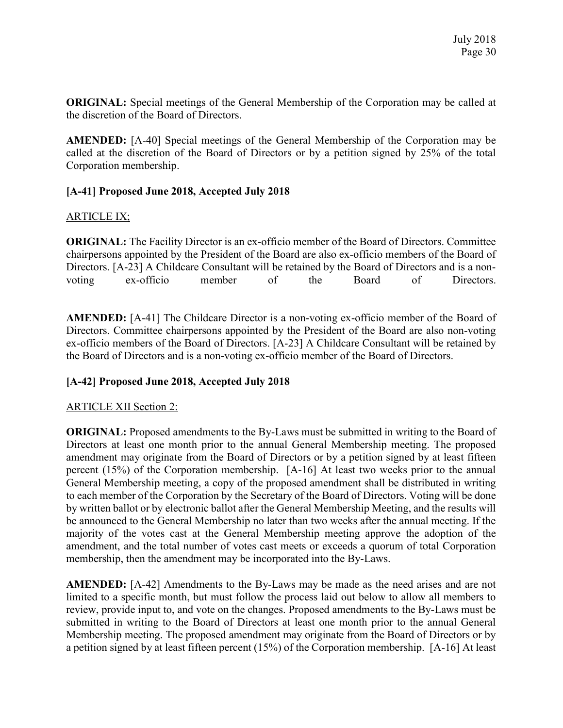**ORIGINAL:** Special meetings of the General Membership of the Corporation may be called at the discretion of the Board of Directors.

**AMENDED:** [A-40] Special meetings of the General Membership of the Corporation may be called at the discretion of the Board of Directors or by a petition signed by 25% of the total Corporation membership.

**[A-41] Proposed June 2018, Accepted July 2018**

ARTICLE IX;

**ORIGINAL:** The Facility Director is an ex-officio member of the Board of Directors. Committee chairpersons appointed by the President of the Board are also ex-officio members of the Board of Directors. [A-23] A Childcare Consultant will be retained by the Board of Directors and is a non-voting ex-officio member of the Board of Directors.

**AMENDED:** [A-41] The Childcare Director is a non-voting ex-officio member of the Board of Directors. Committee chairpersons appointed by the President of the Board are also non-voting ex-officio members of the Board of Directors. [A-23] A Childcare Consultant will be retained by the Board of Directors and is a non-voting ex-officio member of the Board of Directors.

**[A-42] Proposed June 2018, Accepted July 2018**

ARTICLE XII Section 2:

**ORIGINAL:** Proposed amendments to the By-Laws must be submitted in writing to the Board of Directors at least one month prior to the annual General Membership meeting. The proposed amendment may originate from the Board of Directors or by a petition signed by at least fifteen percent (15%) of the Corporation membership. [A-16] At least two weeks prior to the annual General Membership meeting, a copy of the proposed amendment shall be distributed in writing to each member of the Corporation by the Secretary of the Board of Directors. Voting will be done by written ballot or by electronic ballot after the General Membership Meeting, and the results will be announced to the General Membership no later than two weeks after the annual meeting. If the majority of the votes cast at the General Membership meeting approve the adoption of the amendment, and the total number of votes cast meets or exceeds a quorum of total Corporation membership, then the amendment may be incorporated into the By-Laws.

**AMENDED:** [A-42] Amendments to the By-Laws may be made as the need arises and are not limited to a specific month, but must follow the process laid out below to allow all members to review, provide input to, and vote on the changes. Proposed amendments to the By-Laws must be submitted in writing to the Board of Directors at least one month prior to the annual General Membership meeting. The proposed amendment may originate from the Board of Directors or by a petition signed by at least fifteen percent (15%) of the Corporation membership. [A-16] At least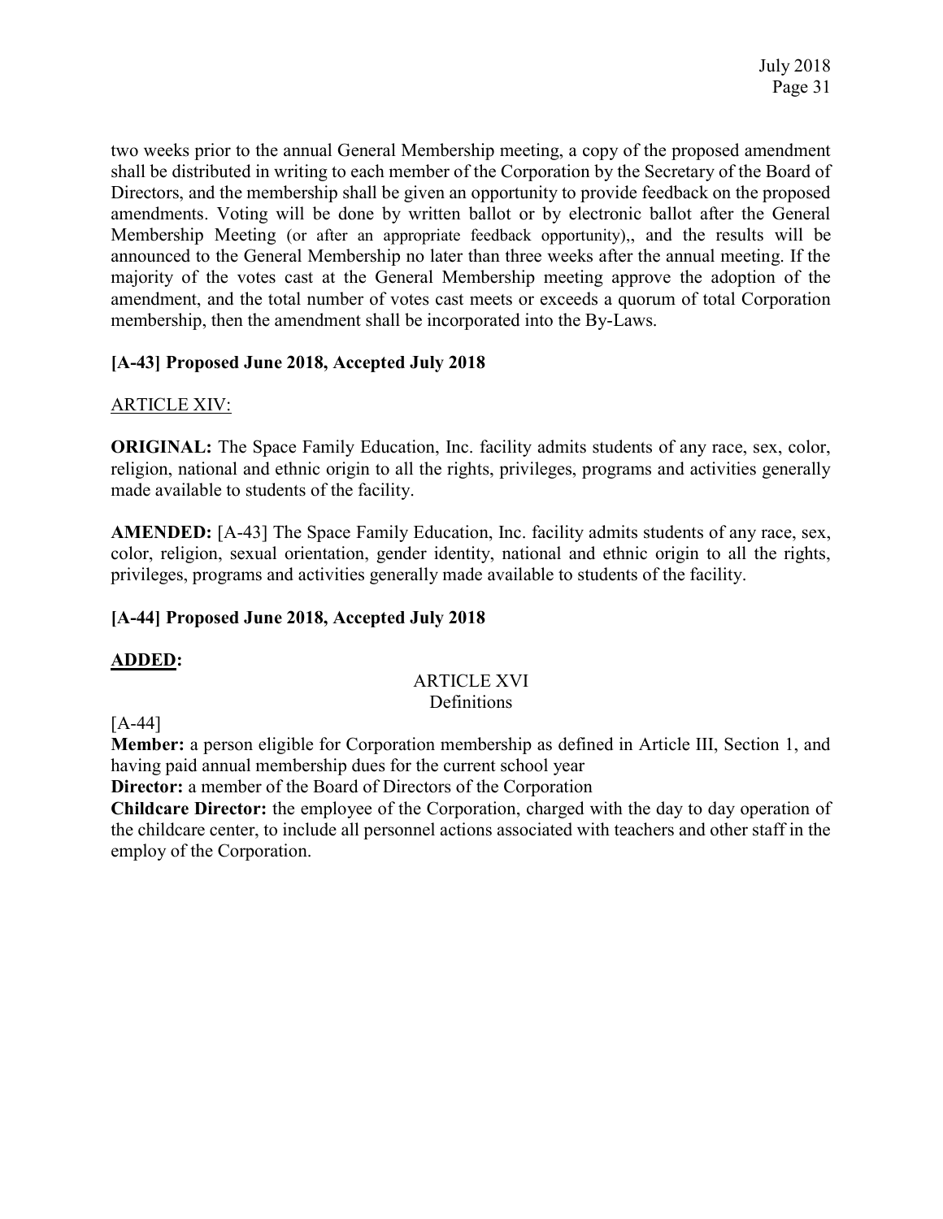two weeks prior to the annual General Membership meeting, a copy of the proposed amendment shall be distributed in writing to each member of the Corporation by the Secretary of the Board of Directors, and the membership shall be given an opportunity to provide feedback on the proposed amendments. Voting will be done by written ballot or by electronic ballot after the General Membership Meeting (or after an appropriate feedback opportunity),, and the results will be announced to the General Membership no later than three weeks after the annual meeting. If the majority of the votes cast at the General Membership meeting approve the adoption of the amendment, and the total number of votes cast meets or exceeds a quorum of total Corporation membership, then the amendment shall be incorporated into the By-Laws.

**[A-43] Proposed June 2018, Accepted July 2018**

ARTICLE XIV:

**ORIGINAL:** The Space Family Education, Inc. facility admits students of any race, sex, color, religion, national and ethnic origin to all the rights, privileges, programs and activities generally made available to students of the facility.

**AMENDED:** [A-43] The Space Family Education, Inc. facility admits students of any race, sex, color, religion, sexual orientation, gender identity, national and ethnic origin to all the rights, privileges, programs and activities generally made available to students of the facility.

**[A-44] Proposed June 2018, Accepted July 2018**

**ADDED:**

ARTICLE XVI
Definitions

[A-44]
**Member:** a person eligible for Corporation membership as defined in Article III, Section 1, and having paid annual membership dues for the current school year
**Director:** a member of the Board of Directors of the Corporation
**Childcare Director:** the employee of the Corporation, charged with the day to day operation of the childcare center, to include all personnel actions associated with teachers and other staff in the employ of the Corporation.